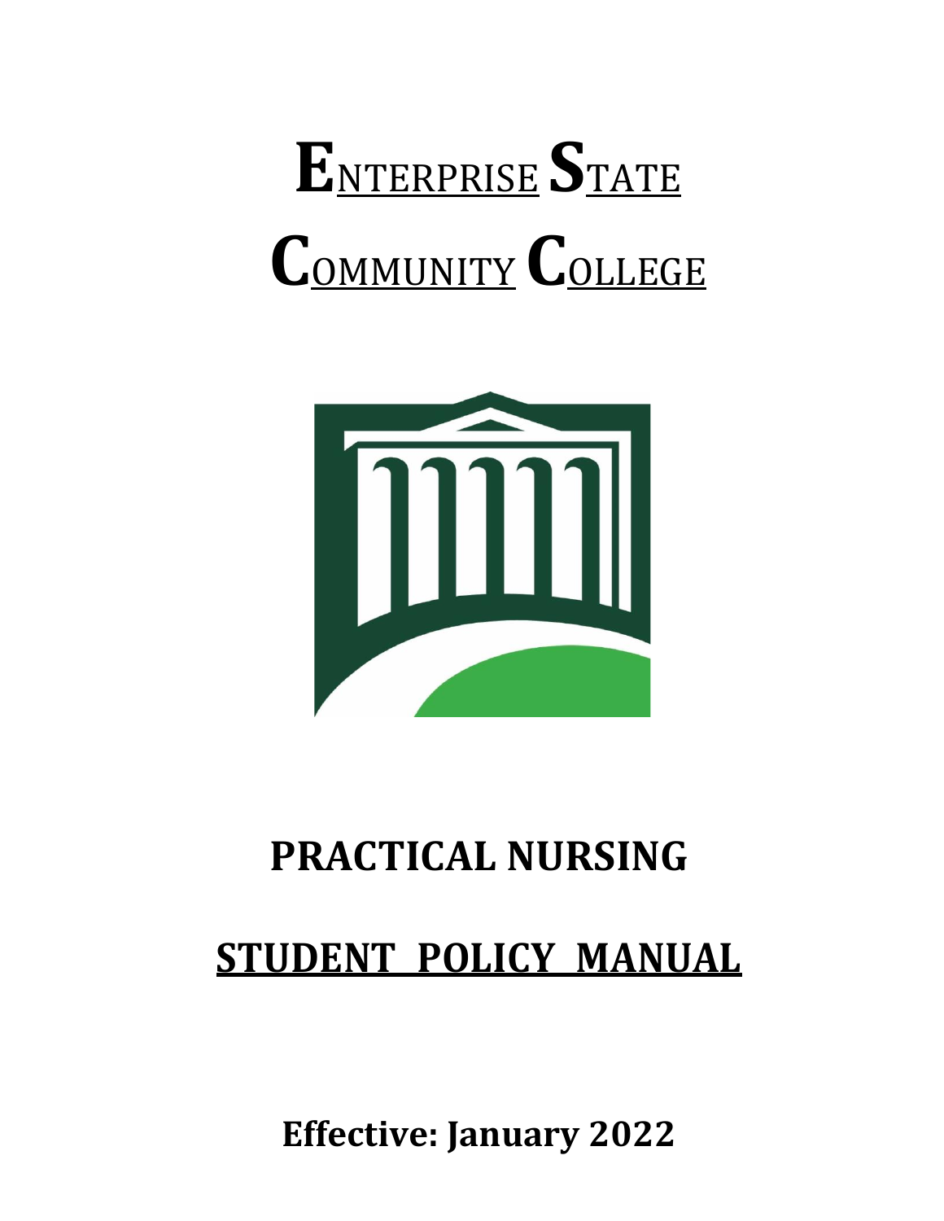# ENTERPRISE STATE COMMUNITY COLLEGE

# PRACTICAL NURSING

## STUDENT POLICY MANUAL

**Effective: January 2022**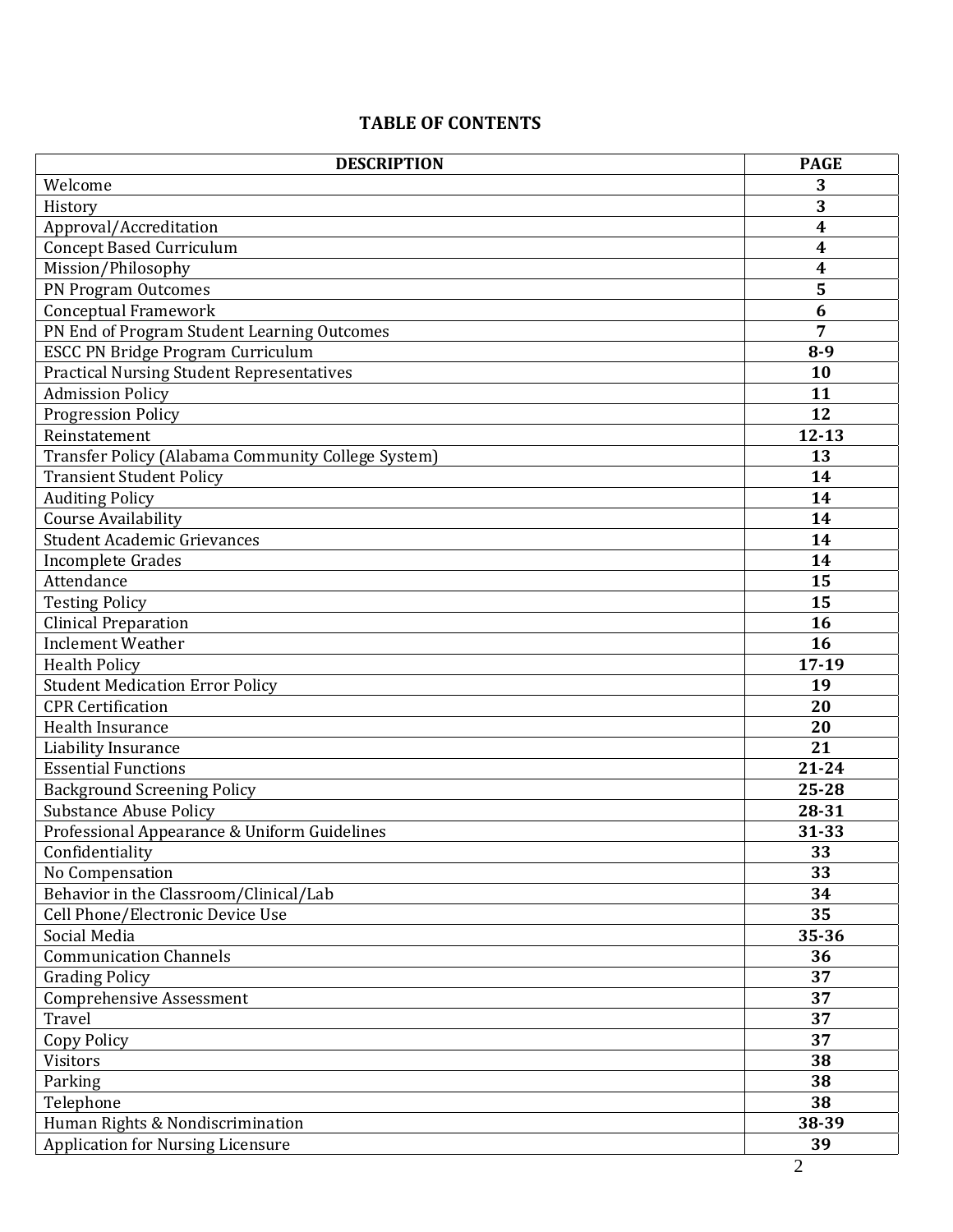# TABLE OF CONTENTS

| DESCRIPTION | PAGE |
|---|---|
| Welcome | **3** |
| History | **3** |
| Approval/Accreditation | **4** |
| Concept Based Curriculum | **4** |
| Mission/Philosophy | **4** |
| PN Program Outcomes | **5** |
| Conceptual Framework | **6** |
| PN End of Program Student Learning Outcomes | **7** |
| ESCC PN Bridge Program Curriculum | **8-9** |
| Practical Nursing Student Representatives | **10** |
| Admission Policy | **11** |
| Progression Policy | **12** |
| Reinstatement | **12-13** |
| Transfer Policy (Alabama Community College System) | **13** |
| Transient Student Policy | **14** |
| Auditing Policy | **14** |
| Course Availability | **14** |
| Student Academic Grievances | **14** |
| Incomplete Grades | **14** |
| Attendance | **15** |
| Testing Policy | **15** |
| Clinical Preparation | **16** |
| Inclement Weather | **16** |
| Health Policy | **17-19** |
| Student Medication Error Policy | **19** |
| CPR Certification | **20** |
| Health Insurance | **20** |
| Liability Insurance | **21** |
| Essential Functions | **21-24** |
| Background Screening Policy | **25-28** |
| Substance Abuse Policy | **28-31** |
| Professional Appearance & Uniform Guidelines | **31-33** |
| Confidentiality | **33** |
| No Compensation | **33** |
| Behavior in the Classroom/Clinical/Lab | **34** |
| Cell Phone/Electronic Device Use | **35** |
| Social Media | **35-36** |
| Communication Channels | **36** |
| Grading Policy | **37** |
| Comprehensive Assessment | **37** |
| Travel | **37** |
| Copy Policy | **37** |
| Visitors | **38** |
| Parking | **38** |
| Telephone | **38** |
| Human Rights & Nondiscrimination | **38-39** |
| Application for Nursing Licensure | **39** |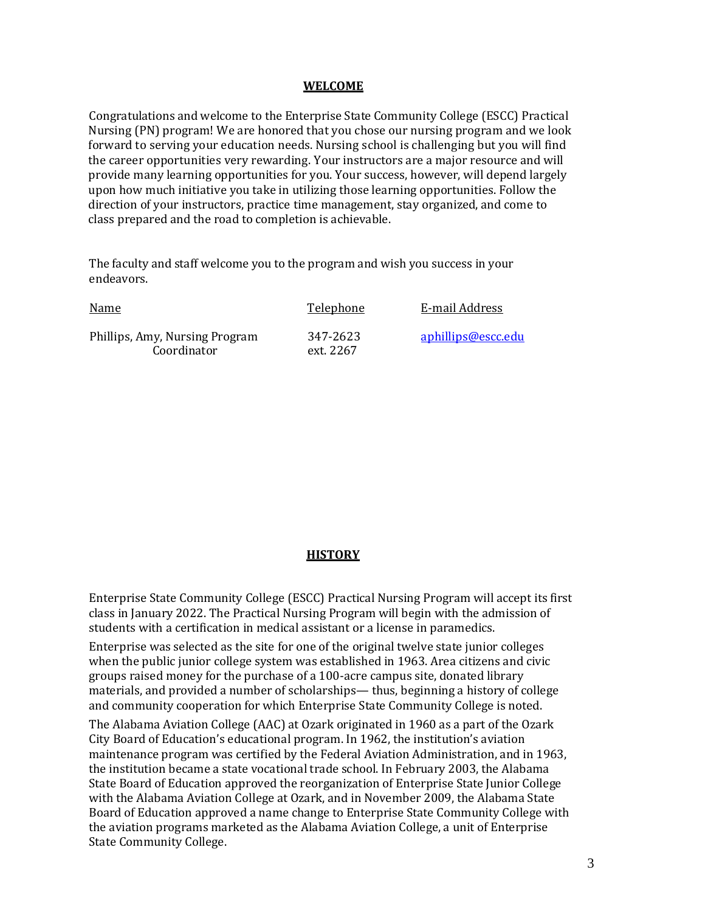## WELCOME

Congratulations and welcome to the Enterprise State Community College (ESCC) Practical Nursing (PN) program! We are honored that you chose our nursing program and we look forward to serving your education needs. Nursing school is challenging but you will find the career opportunities very rewarding. Your instructors are a major resource and will provide many learning opportunities for you. Your success, however, will depend largely upon how much initiative you take in utilizing those learning opportunities. Follow the direction of your instructors, practice time management, stay organized, and come to class prepared and the road to completion is achievable.

The faculty and staff welcome you to the program and wish you success in your endeavors.

| Name | Telephone | E-mail Address |
| --- | --- | --- |
| Phillips, Amy, Nursing Program Coordinator | 347-2623 ext. 2267 | aphillips@escc.edu |

## HISTORY

Enterprise State Community College (ESCC) Practical Nursing Program will accept its first class in January 2022. The Practical Nursing Program will begin with the admission of students with a certification in medical assistant or a license in paramedics.

Enterprise was selected as the site for one of the original twelve state junior colleges when the public junior college system was established in 1963. Area citizens and civic groups raised money for the purchase of a 100-acre campus site, donated library materials, and provided a number of scholarships— thus, beginning a history of college and community cooperation for which Enterprise State Community College is noted.

The Alabama Aviation College (AAC) at Ozark originated in 1960 as a part of the Ozark City Board of Education's educational program. In 1962, the institution's aviation maintenance program was certified by the Federal Aviation Administration, and in 1963, the institution became a state vocational trade school. In February 2003, the Alabama State Board of Education approved the reorganization of Enterprise State Junior College with the Alabama Aviation College at Ozark, and in November 2009, the Alabama State Board of Education approved a name change to Enterprise State Community College with the aviation programs marketed as the Alabama Aviation College, a unit of Enterprise State Community College.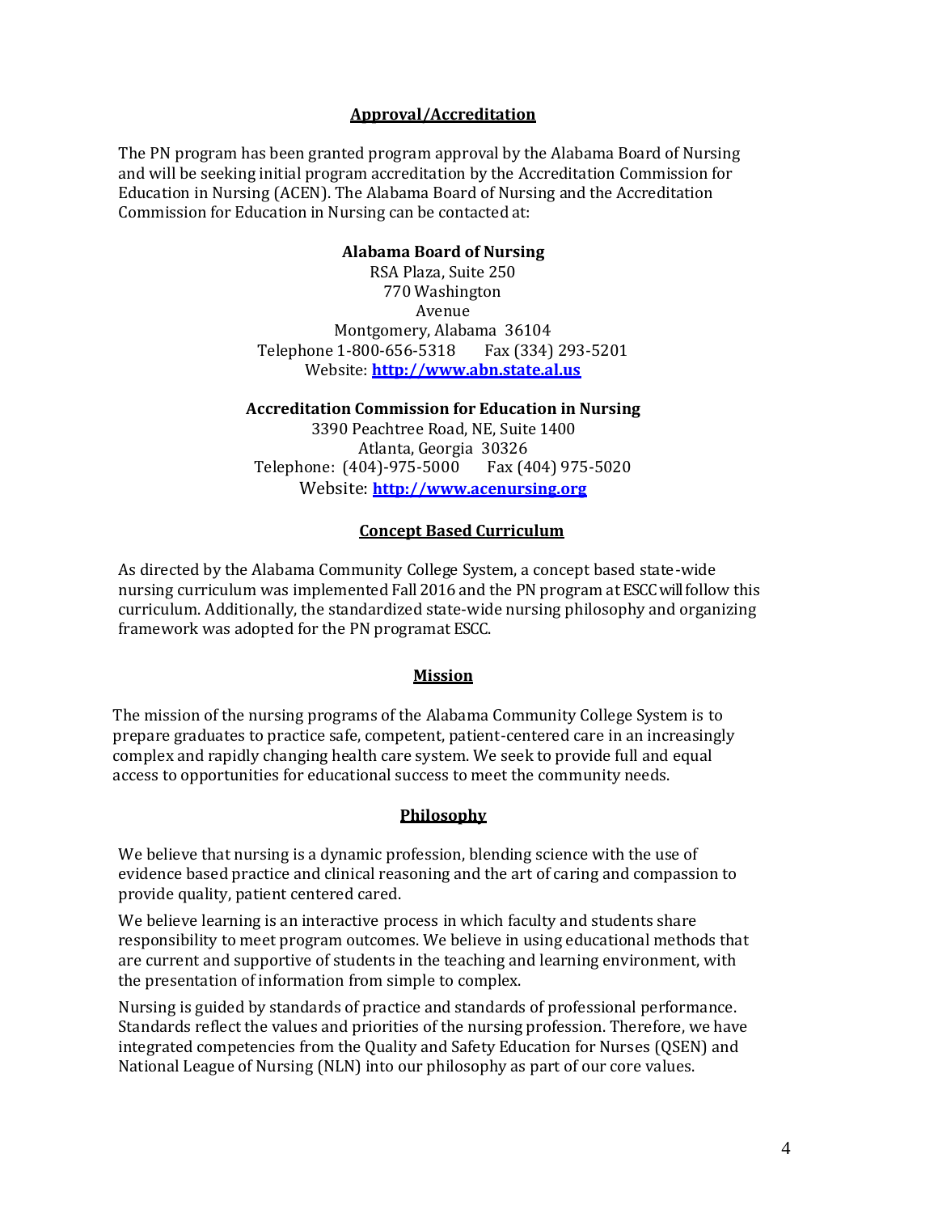## Approval/Accreditation

The PN program has been granted program approval by the Alabama Board of Nursing and will be seeking initial program accreditation by the Accreditation Commission for Education in Nursing (ACEN). The Alabama Board of Nursing and the Accreditation Commission for Education in Nursing can be contacted at:

**Alabama Board of Nursing**
RSA Plaza, Suite 250
770 Washington Avenue
Montgomery, Alabama 36104
Telephone 1-800-656-5318 Fax (334) 293-5201
Website: **[http://www.abn.state.al.us](http://www.abn.state.al.us)**

**Accreditation Commission for Education in Nursing**
3390 Peachtree Road, NE, Suite 1400
Atlanta, Georgia 30326
Telephone: (404)-975-5000 Fax (404) 975-5020
Website: **[http://www.acenursing.org](http://www.acenursing.org)**

## Concept Based Curriculum

As directed by the Alabama Community College System, a concept based state-wide nursing curriculum was implemented Fall 2016 and the PN program at ESCC will follow this curriculum. Additionally, the standardized state-wide nursing philosophy and organizing framework was adopted for the PN programat ESCC.

## Mission

The mission of the nursing programs of the Alabama Community College System is to prepare graduates to practice safe, competent, patient-centered care in an increasingly complex and rapidly changing health care system. We seek to provide full and equal access to opportunities for educational success to meet the community needs.

## Philosophy

We believe that nursing is a dynamic profession, blending science with the use of evidence based practice and clinical reasoning and the art of caring and compassion to provide quality, patient centered cared.

We believe learning is an interactive process in which faculty and students share responsibility to meet program outcomes. We believe in using educational methods that are current and supportive of students in the teaching and learning environment, with the presentation of information from simple to complex.

Nursing is guided by standards of practice and standards of professional performance. Standards reflect the values and priorities of the nursing profession. Therefore, we have integrated competencies from the Quality and Safety Education for Nurses (QSEN) and National League of Nursing (NLN) into our philosophy as part of our core values.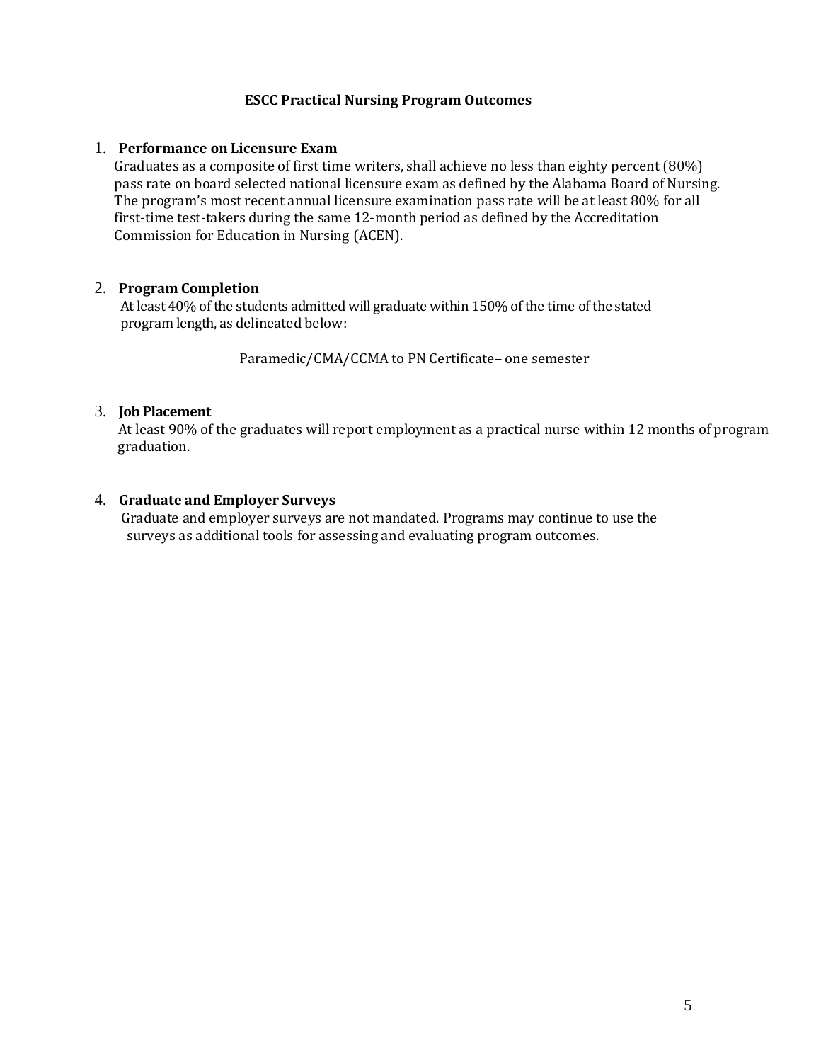## ESCC Practical Nursing Program Outcomes

1. **Performance on Licensure Exam**

   Graduates as a composite of first time writers, shall achieve no less than eighty percent (80%) pass rate on board selected national licensure exam as defined by the Alabama Board of Nursing. The program's most recent annual licensure examination pass rate will be at least 80% for all first-time test-takers during the same 12-month period as defined by the Accreditation Commission for Education in Nursing (ACEN).

2. **Program Completion**

   At least 40% of the students admitted will graduate within 150% of the time of the stated program length, as delineated below:

   Paramedic/CMA/CCMA to PN Certificate– one semester

3. **Job Placement**

   At least 90% of the graduates will report employment as a practical nurse within 12 months of program graduation.

4. **Graduate and Employer Surveys**

   Graduate and employer surveys are not mandated. Programs may continue to use the surveys as additional tools for assessing and evaluating program outcomes.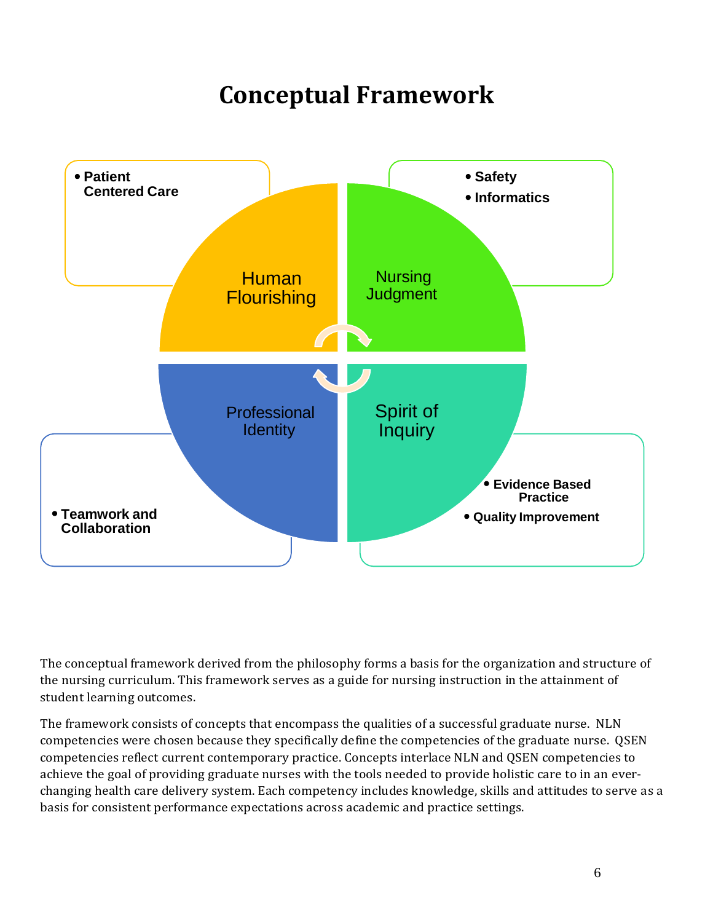# Conceptual Framework

**Human Flourishing**
- **Patient Centered Care**

**Nursing Judgment**
- **Safety**
- **Informatics**

**Professional Identity**
- **Teamwork and Collaboration**

**Spirit of Inquiry**
- **Evidence Based Practice**
- **Quality Improvement**

The conceptual framework derived from the philosophy forms a basis for the organization and structure of the nursing curriculum. This framework serves as a guide for nursing instruction in the attainment of student learning outcomes.

The framework consists of concepts that encompass the qualities of a successful graduate nurse. NLN competencies were chosen because they specifically define the competencies of the graduate nurse. QSEN competencies reflect current contemporary practice. Concepts interlace NLN and QSEN competencies to achieve the goal of providing graduate nurses with the tools needed to provide holistic care to in an ever-changing health care delivery system. Each competency includes knowledge, skills and attitudes to serve as a basis for consistent performance expectations across academic and practice settings.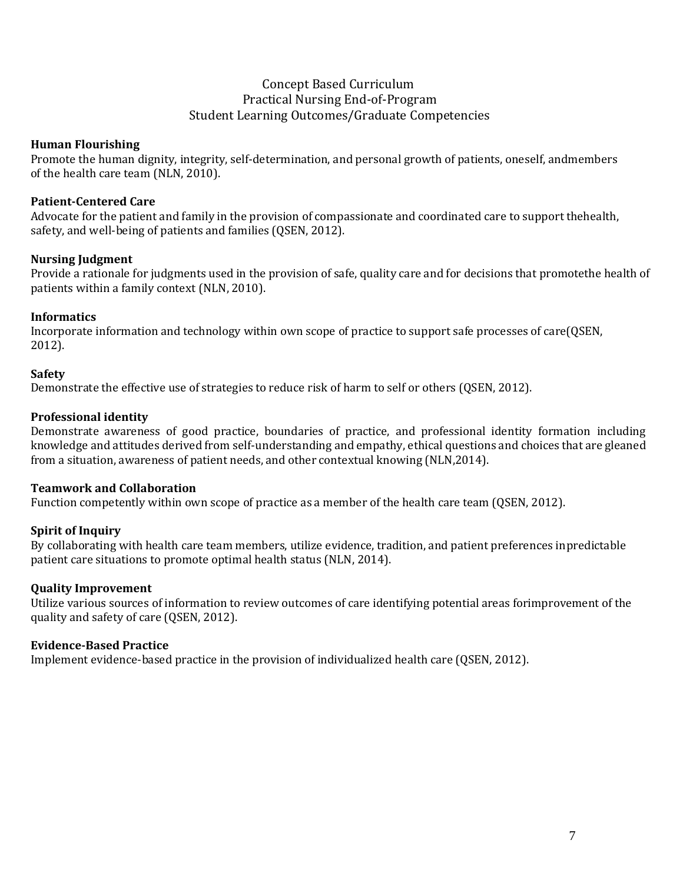# Concept Based Curriculum
## Practical Nursing End-of-Program
## Student Learning Outcomes/Graduate Competencies

**Human Flourishing**
Promote the human dignity, integrity, self-determination, and personal growth of patients, oneself, andmembers of the health care team (NLN, 2010).

**Patient-Centered Care**
Advocate for the patient and family in the provision of compassionate and coordinated care to support thehealth, safety, and well-being of patients and families (QSEN, 2012).

**Nursing Judgment**
Provide a rationale for judgments used in the provision of safe, quality care and for decisions that promotethe health of patients within a family context (NLN, 2010).

**Informatics**
Incorporate information and technology within own scope of practice to support safe processes of care(QSEN, 2012).

**Safety**
Demonstrate the effective use of strategies to reduce risk of harm to self or others (QSEN, 2012).

**Professional identity**
Demonstrate awareness of good practice, boundaries of practice, and professional identity formation including knowledge and attitudes derived from self-understanding and empathy, ethical questions and choices that are gleaned from a situation, awareness of patient needs, and other contextual knowing (NLN,2014).

**Teamwork and Collaboration**
Function competently within own scope of practice as a member of the health care team (QSEN, 2012).

**Spirit of Inquiry**
By collaborating with health care team members, utilize evidence, tradition, and patient preferences inpredictable patient care situations to promote optimal health status (NLN, 2014).

**Quality Improvement**
Utilize various sources of information to review outcomes of care identifying potential areas forimprovement of the quality and safety of care (QSEN, 2012).

**Evidence-Based Practice**
Implement evidence-based practice in the provision of individualized health care (QSEN, 2012).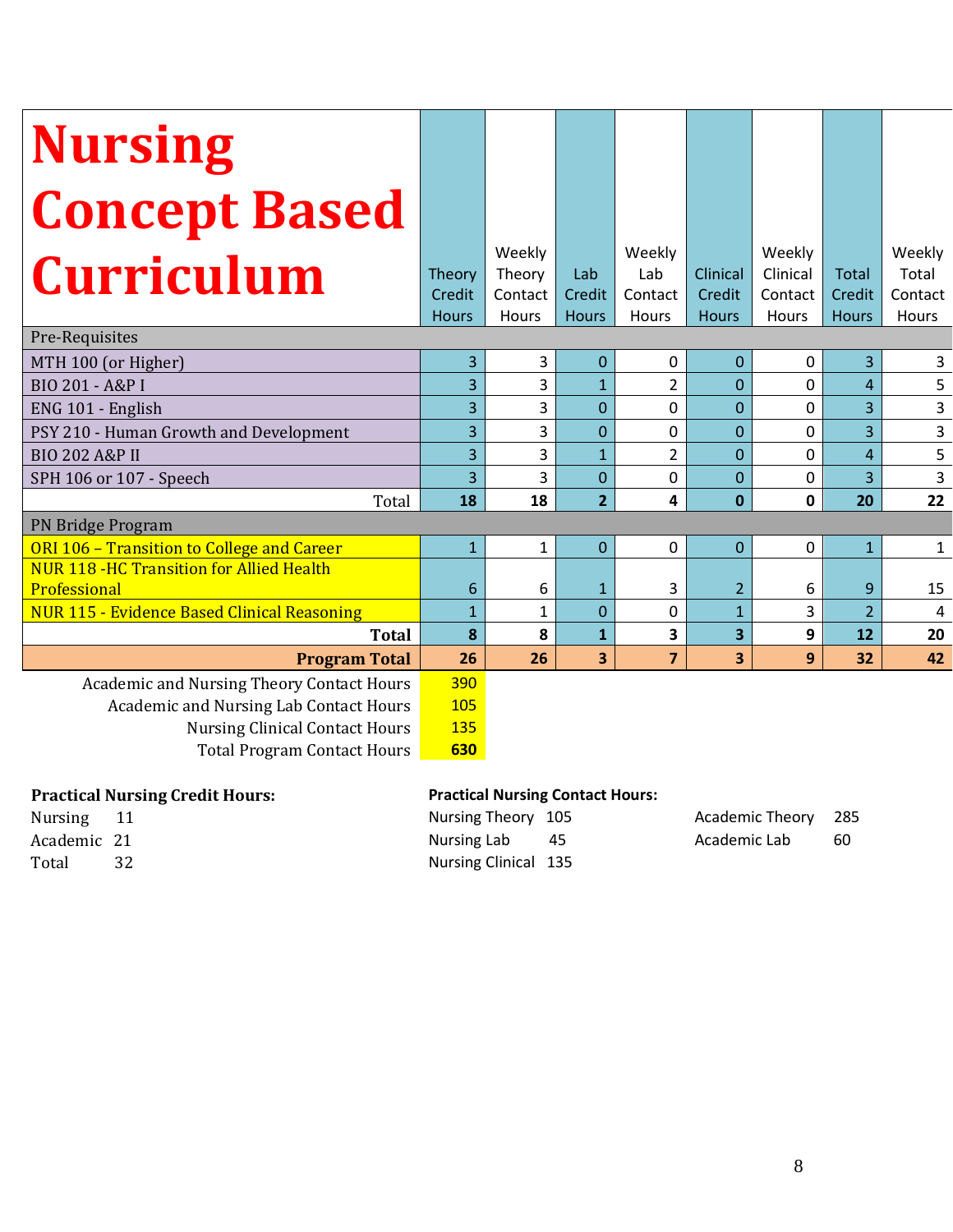| Nursing Concept Based Curriculum | Theory Credit Hours | Weekly Theory Contact Hours | Lab Credit Hours | Weekly Lab Contact Hours | Clinical Credit Hours | Weekly Clinical Contact Hours | Total Credit Hours | Weekly Total Contact Hours |
|---|---|---|---|---|---|---|---|---|
| Pre-Requisites | | | | | | | | |
| MTH 100 (or Higher) | 3 | 3 | 0 | 0 | 0 | 0 | 3 | 3 |
| BIO 201 - A&P I | 3 | 3 | 1 | 2 | 0 | 0 | 4 | 5 |
| ENG 101 - English | 3 | 3 | 0 | 0 | 0 | 0 | 3 | 3 |
| PSY 210 - Human Growth and Development | 3 | 3 | 0 | 0 | 0 | 0 | 3 | 3 |
| BIO 202 A&P II | 3 | 3 | 1 | 2 | 0 | 0 | 4 | 5 |
| SPH 106 or 107 - Speech | 3 | 3 | 0 | 0 | 0 | 0 | 3 | 3 |
| Total | **18** | **18** | **2** | **4** | **0** | **0** | **20** | **22** |
| PN Bridge Program | | | | | | | | |
| ORI 106 – Transition to College and Career | 1 | 1 | 0 | 0 | 0 | 0 | 1 | 1 |
| NUR 118 -HC Transition for Allied Health Professional | 6 | 6 | 1 | 3 | 2 | 6 | 9 | 15 |
| NUR 115 - Evidence Based Clinical Reasoning | 1 | 1 | 0 | 0 | 1 | 3 | 2 | 4 |
| **Total** | **8** | **8** | **1** | **3** | **3** | **9** | **12** | **20** |
| **Program Total** | **26** | **26** | **3** | **7** | **3** | **9** | **32** | **42** |

| | |
|---|---|
| Academic and Nursing Theory Contact Hours | 390 |
| Academic and Nursing Lab Contact Hours | 105 |
| Nursing Clinical Contact Hours | 135 |
| Total Program Contact Hours | **630** |

**Practical Nursing Credit Hours:**

Nursing 11
Academic 21
Total 32

**Practical Nursing Contact Hours:**

Nursing Theory 105
Nursing Lab 45
Nursing Clinical 135

Academic Theory 285
Academic Lab 60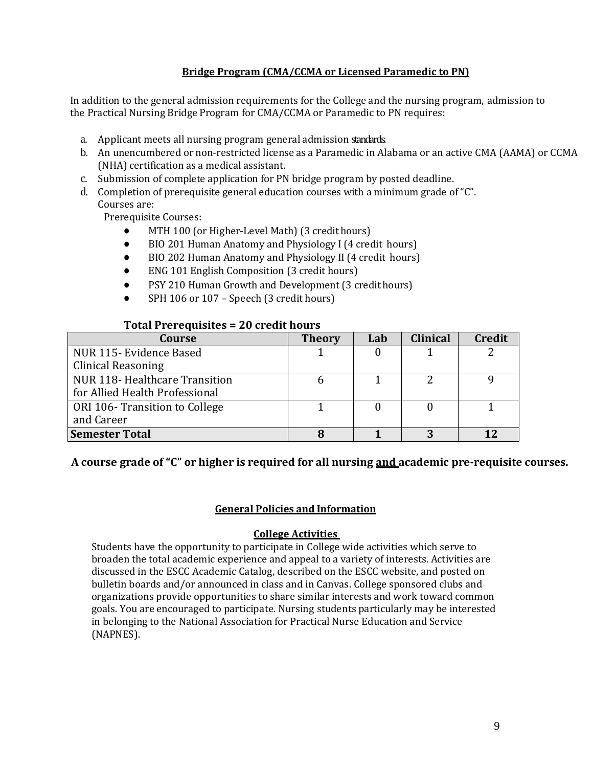## Bridge Program (CMA/CCMA or Licensed Paramedic to PN)

In addition to the general admission requirements for the College and the nursing program, admission to the Practical Nursing Bridge Program for CMA/CCMA or Paramedic to PN requires:

a. Applicant meets all nursing program general admission standards.
b. An unencumbered or non-restricted license as a Paramedic in Alabama or an active CMA (AAMA) or CCMA (NHA) certification as a medical assistant.
c. Submission of complete application for PN bridge program by posted deadline.
d. Completion of prerequisite general education courses with a minimum grade of "C". Courses are:

Prerequisite Courses:

- MTH 100 (or Higher-Level Math) (3 credit hours)
- BIO 201 Human Anatomy and Physiology I (4 credit hours)
- BIO 202 Human Anatomy and Physiology II (4 credit hours)
- ENG 101 English Composition (3 credit hours)
- PSY 210 Human Growth and Development (3 credit hours)
- SPH 106 or 107 – Speech (3 credit hours)

**Total Prerequisites = 20 credit hours**

| Course | Theory | Lab | Clinical | Credit |
|---|---|---|---|---|
| NUR 115- Evidence Based Clinical Reasoning | 1 | 0 | 1 | 2 |
| NUR 118- Healthcare Transition for Allied Health Professional | 6 | 1 | 2 | 9 |
| ORI 106- Transition to College and Career | 1 | 0 | 0 | 1 |
| **Semester Total** | **8** | **1** | **3** | **12** |

**A course grade of "C" or higher is required for all nursing and academic pre-requisite courses.**

## General Policies and Information

### College Activities

Students have the opportunity to participate in College wide activities which serve to broaden the total academic experience and appeal to a variety of interests. Activities are discussed in the ESCC Academic Catalog, described on the ESCC website, and posted on bulletin boards and/or announced in class and in Canvas. College sponsored clubs and organizations provide opportunities to share similar interests and work toward common goals. You are encouraged to participate. Nursing students particularly may be interested in belonging to the National Association for Practical Nurse Education and Service (NAPNES).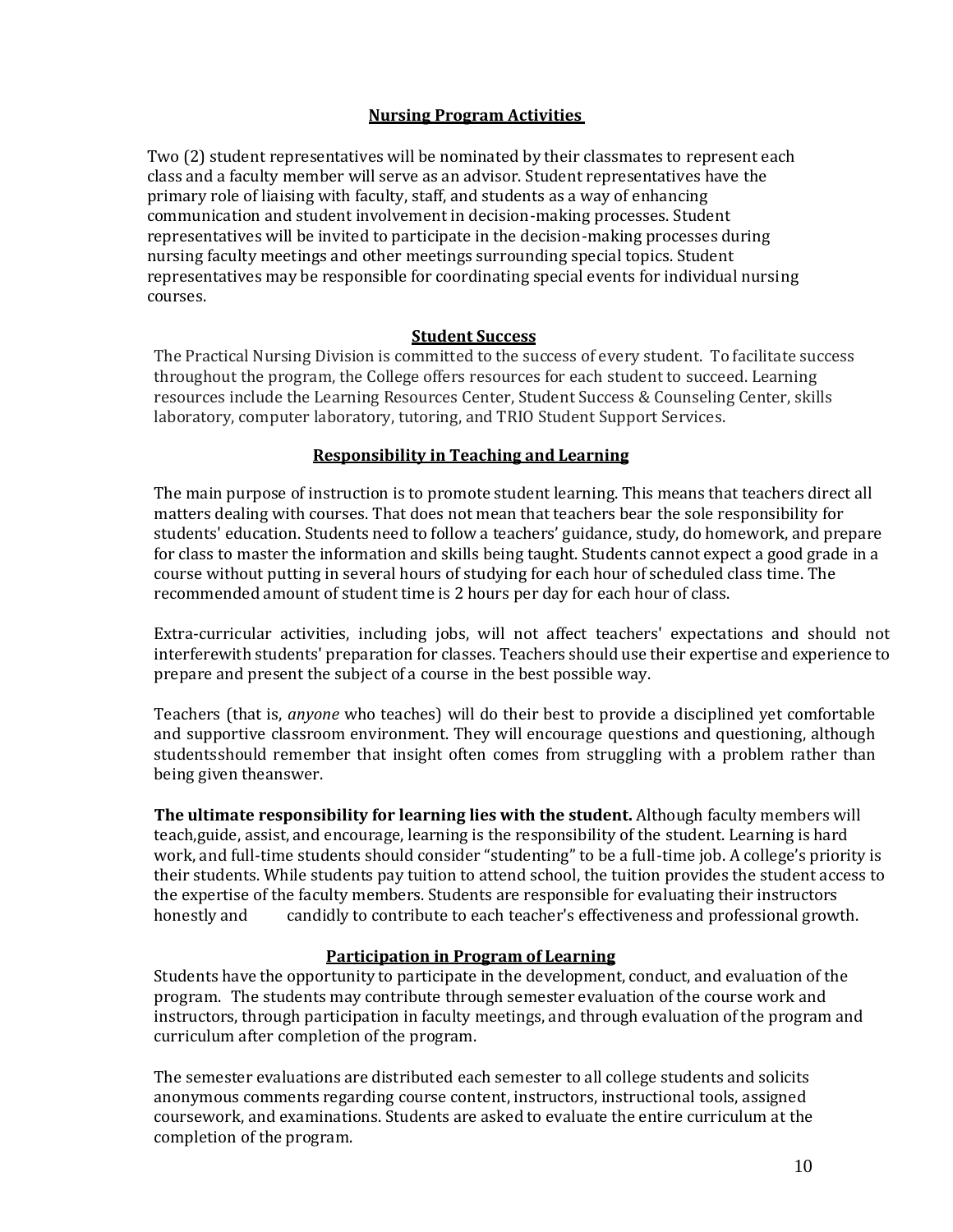## Nursing Program Activities

Two (2) student representatives will be nominated by their classmates to represent each class and a faculty member will serve as an advisor. Student representatives have the primary role of liaising with faculty, staff, and students as a way of enhancing communication and student involvement in decision-making processes. Student representatives will be invited to participate in the decision-making processes during nursing faculty meetings and other meetings surrounding special topics. Student representatives may be responsible for coordinating special events for individual nursing courses.

## Student Success

The Practical Nursing Division is committed to the success of every student. To facilitate success throughout the program, the College offers resources for each student to succeed. Learning resources include the Learning Resources Center, Student Success & Counseling Center, skills laboratory, computer laboratory, tutoring, and TRIO Student Support Services.

## Responsibility in Teaching and Learning

The main purpose of instruction is to promote student learning. This means that teachers direct all matters dealing with courses. That does not mean that teachers bear the sole responsibility for students' education. Students need to follow a teachers' guidance, study, do homework, and prepare for class to master the information and skills being taught. Students cannot expect a good grade in a course without putting in several hours of studying for each hour of scheduled class time. The recommended amount of student time is 2 hours per day for each hour of class.

Extra-curricular activities, including jobs, will not affect teachers' expectations and should not interferewith students' preparation for classes. Teachers should use their expertise and experience to prepare and present the subject of a course in the best possible way.

Teachers (that is, *anyone* who teaches) will do their best to provide a disciplined yet comfortable and supportive classroom environment. They will encourage questions and questioning, although studentsshould remember that insight often comes from struggling with a problem rather than being given theanswer.

**The ultimate responsibility for learning lies with the student.** Although faculty members will teach,guide, assist, and encourage, learning is the responsibility of the student. Learning is hard work, and full-time students should consider "studenting" to be a full-time job. A college's priority is their students. While students pay tuition to attend school, the tuition provides the student access to the expertise of the faculty members. Students are responsible for evaluating their instructors honestly and candidly to contribute to each teacher's effectiveness and professional growth.

## Participation in Program of Learning

Students have the opportunity to participate in the development, conduct, and evaluation of the program. The students may contribute through semester evaluation of the course work and instructors, through participation in faculty meetings, and through evaluation of the program and curriculum after completion of the program.

The semester evaluations are distributed each semester to all college students and solicits anonymous comments regarding course content, instructors, instructional tools, assigned coursework, and examinations. Students are asked to evaluate the entire curriculum at the completion of the program.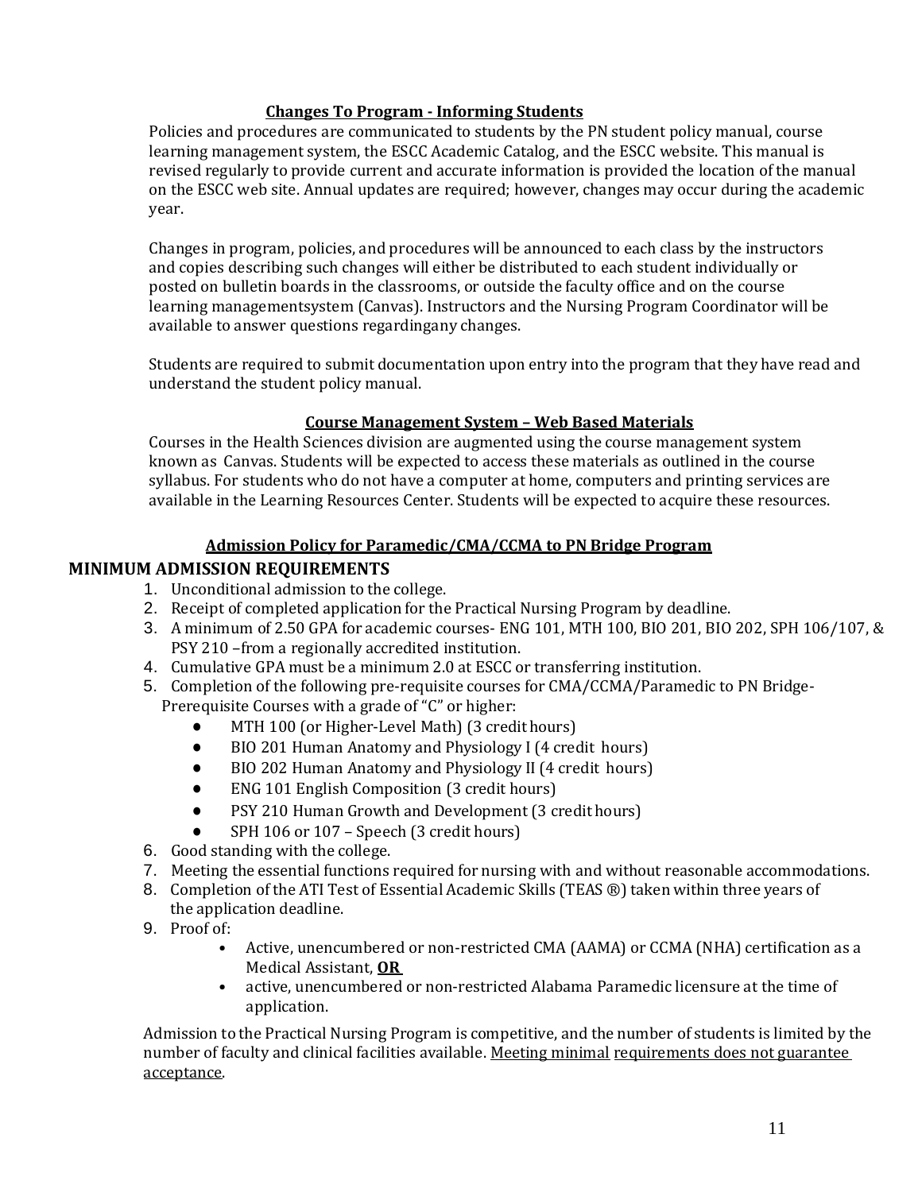### Changes To Program - Informing Students

Policies and procedures are communicated to students by the PN student policy manual, course learning management system, the ESCC Academic Catalog, and the ESCC website. This manual is revised regularly to provide current and accurate information is provided the location of the manual on the ESCC web site. Annual updates are required; however, changes may occur during the academic year.

Changes in program, policies, and procedures will be announced to each class by the instructors and copies describing such changes will either be distributed to each student individually or posted on bulletin boards in the classrooms, or outside the faculty office and on the course learning managementsystem (Canvas). Instructors and the Nursing Program Coordinator will be available to answer questions regardingany changes.

Students are required to submit documentation upon entry into the program that they have read and understand the student policy manual.

### Course Management System – Web Based Materials

Courses in the Health Sciences division are augmented using the course management system known as Canvas. Students will be expected to access these materials as outlined in the course syllabus. For students who do not have a computer at home, computers and printing services are available in the Learning Resources Center. Students will be expected to acquire these resources.

### Admission Policy for Paramedic/CMA/CCMA to PN Bridge Program

## MINIMUM ADMISSION REQUIREMENTS

1. Unconditional admission to the college.
2. Receipt of completed application for the Practical Nursing Program by deadline.
3. A minimum of 2.50 GPA for academic courses- ENG 101, MTH 100, BIO 201, BIO 202, SPH 106/107, & PSY 210 –from a regionally accredited institution.
4. Cumulative GPA must be a minimum 2.0 at ESCC or transferring institution.
5. Completion of the following pre-requisite courses for CMA/CCMA/Paramedic to PN Bridge- Prerequisite Courses with a grade of "C" or higher:
   - MTH 100 (or Higher-Level Math) (3 credit hours)
   - BIO 201 Human Anatomy and Physiology I (4 credit hours)
   - BIO 202 Human Anatomy and Physiology II (4 credit hours)
   - ENG 101 English Composition (3 credit hours)
   - PSY 210 Human Growth and Development (3 credit hours)
   - SPH 106 or 107 – Speech (3 credit hours)
6. Good standing with the college.
7. Meeting the essential functions required for nursing with and without reasonable accommodations.
8. Completion of the ATI Test of Essential Academic Skills (TEAS ®) taken within three years of the application deadline.
9. Proof of:
   - Active, unencumbered or non-restricted CMA (AAMA) or CCMA (NHA) certification as a Medical Assistant, **OR**
   - active, unencumbered or non-restricted Alabama Paramedic licensure at the time of application.

Admission to the Practical Nursing Program is competitive, and the number of students is limited by the number of faculty and clinical facilities available. Meeting minimal requirements does not guarantee acceptance.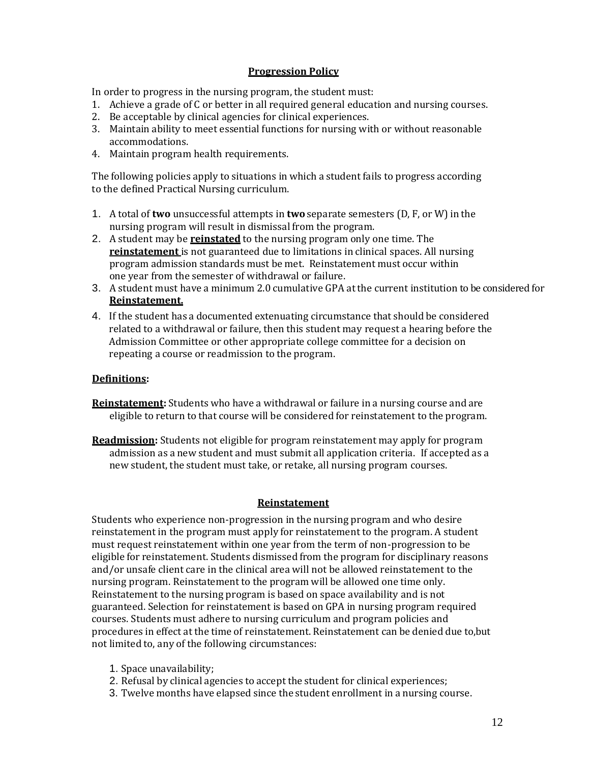## Progression Policy

In order to progress in the nursing program, the student must:

1. Achieve a grade of C or better in all required general education and nursing courses.
2. Be acceptable by clinical agencies for clinical experiences.
3. Maintain ability to meet essential functions for nursing with or without reasonable accommodations.
4. Maintain program health requirements.

The following policies apply to situations in which a student fails to progress according to the defined Practical Nursing curriculum.

1. A total of **two** unsuccessful attempts in **two** separate semesters (D, F, or W) in the nursing program will result in dismissal from the program.
2. A student may be **reinstated** to the nursing program only one time. The **reinstatement** is not guaranteed due to limitations in clinical spaces. All nursing program admission standards must be met. Reinstatement must occur within one year from the semester of withdrawal or failure.
3. A student must have a minimum 2.0 cumulative GPA at the current institution to be considered for **Reinstatement.**
4. If the student has a documented extenuating circumstance that should be considered related to a withdrawal or failure, then this student may request a hearing before the Admission Committee or other appropriate college committee for a decision on repeating a course or readmission to the program.

**Definitions:**

**Reinstatement:** Students who have a withdrawal or failure in a nursing course and are eligible to return to that course will be considered for reinstatement to the program.

**Readmission:** Students not eligible for program reinstatement may apply for program admission as a new student and must submit all application criteria. If accepted as a new student, the student must take, or retake, all nursing program courses.

## Reinstatement

Students who experience non-progression in the nursing program and who desire reinstatement in the program must apply for reinstatement to the program. A student must request reinstatement within one year from the term of non-progression to be eligible for reinstatement. Students dismissed from the program for disciplinary reasons and/or unsafe client care in the clinical area will not be allowed reinstatement to the nursing program. Reinstatement to the program will be allowed one time only. Reinstatement to the nursing program is based on space availability and is not guaranteed. Selection for reinstatement is based on GPA in nursing program required courses. Students must adhere to nursing curriculum and program policies and procedures in effect at the time of reinstatement. Reinstatement can be denied due to,but not limited to, any of the following circumstances:

1. Space unavailability;
2. Refusal by clinical agencies to accept the student for clinical experiences;
3. Twelve months have elapsed since the student enrollment in a nursing course.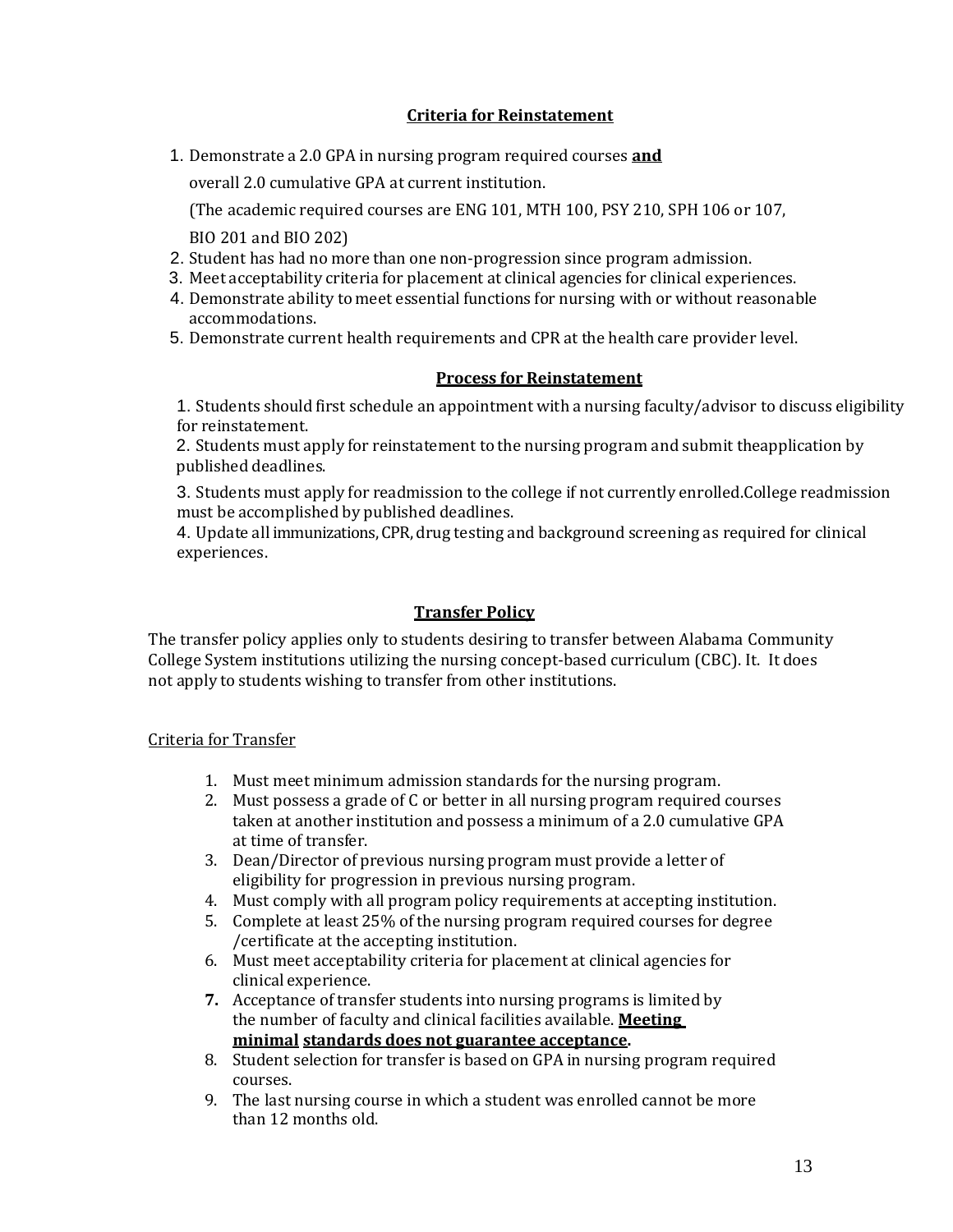## Criteria for Reinstatement

1. Demonstrate a 2.0 GPA in nursing program required courses **and** overall 2.0 cumulative GPA at current institution.
   (The academic required courses are ENG 101, MTH 100, PSY 210, SPH 106 or 107, BIO 201 and BIO 202)
2. Student has had no more than one non-progression since program admission.
3. Meet acceptability criteria for placement at clinical agencies for clinical experiences.
4. Demonstrate ability to meet essential functions for nursing with or without reasonable accommodations.
5. Demonstrate current health requirements and CPR at the health care provider level.

## Process for Reinstatement

1. Students should first schedule an appointment with a nursing faculty/advisor to discuss eligibility for reinstatement.
2. Students must apply for reinstatement to the nursing program and submit theapplication by published deadlines.
3. Students must apply for readmission to the college if not currently enrolled.College readmission must be accomplished by published deadlines.
4. Update all immunizations, CPR, drug testing and background screening as required for clinical experiences.

## Transfer Policy

The transfer policy applies only to students desiring to transfer between Alabama Community College System institutions utilizing the nursing concept-based curriculum (CBC). It. It does not apply to students wishing to transfer from other institutions.

Criteria for Transfer

1. Must meet minimum admission standards for the nursing program.
2. Must possess a grade of C or better in all nursing program required courses taken at another institution and possess a minimum of a 2.0 cumulative GPA at time of transfer.
3. Dean/Director of previous nursing program must provide a letter of eligibility for progression in previous nursing program.
4. Must comply with all program policy requirements at accepting institution.
5. Complete at least 25% of the nursing program required courses for degree /certificate at the accepting institution.
6. Must meet acceptability criteria for placement at clinical agencies for clinical experience.
7. Acceptance of transfer students into nursing programs is limited by the number of faculty and clinical facilities available. **Meeting minimal standards does not guarantee acceptance.**
8. Student selection for transfer is based on GPA in nursing program required courses.
9. The last nursing course in which a student was enrolled cannot be more than 12 months old.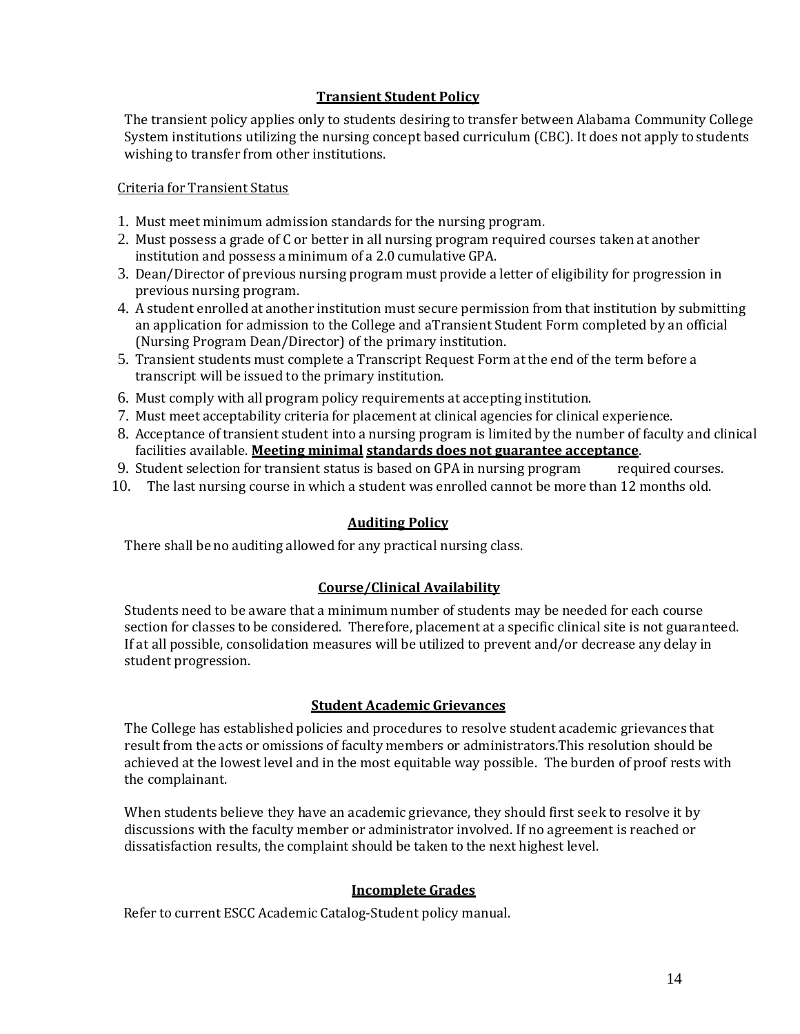## Transient Student Policy

The transient policy applies only to students desiring to transfer between Alabama Community College System institutions utilizing the nursing concept based curriculum (CBC). It does not apply to students wishing to transfer from other institutions.

Criteria for Transient Status

1. Must meet minimum admission standards for the nursing program.
2. Must possess a grade of C or better in all nursing program required courses taken at another institution and possess a minimum of a 2.0 cumulative GPA.
3. Dean/Director of previous nursing program must provide a letter of eligibility for progression in previous nursing program.
4. A student enrolled at another institution must secure permission from that institution by submitting an application for admission to the College and aTransient Student Form completed by an official (Nursing Program Dean/Director) of the primary institution.
5. Transient students must complete a Transcript Request Form at the end of the term before a transcript will be issued to the primary institution.
6. Must comply with all program policy requirements at accepting institution.
7. Must meet acceptability criteria for placement at clinical agencies for clinical experience.
8. Acceptance of transient student into a nursing program is limited by the number of faculty and clinical facilities available. **Meeting minimal standards does not guarantee acceptance**.
9. Student selection for transient status is based on GPA in nursing program required courses.
10. The last nursing course in which a student was enrolled cannot be more than 12 months old.

## Auditing Policy

There shall be no auditing allowed for any practical nursing class.

## Course/Clinical Availability

Students need to be aware that a minimum number of students may be needed for each course section for classes to be considered. Therefore, placement at a specific clinical site is not guaranteed. If at all possible, consolidation measures will be utilized to prevent and/or decrease any delay in student progression.

## Student Academic Grievances

The College has established policies and procedures to resolve student academic grievances that result from the acts or omissions of faculty members or administrators.This resolution should be achieved at the lowest level and in the most equitable way possible. The burden of proof rests with the complainant.

When students believe they have an academic grievance, they should first seek to resolve it by discussions with the faculty member or administrator involved. If no agreement is reached or dissatisfaction results, the complaint should be taken to the next highest level.

## Incomplete Grades

Refer to current ESCC Academic Catalog-Student policy manual.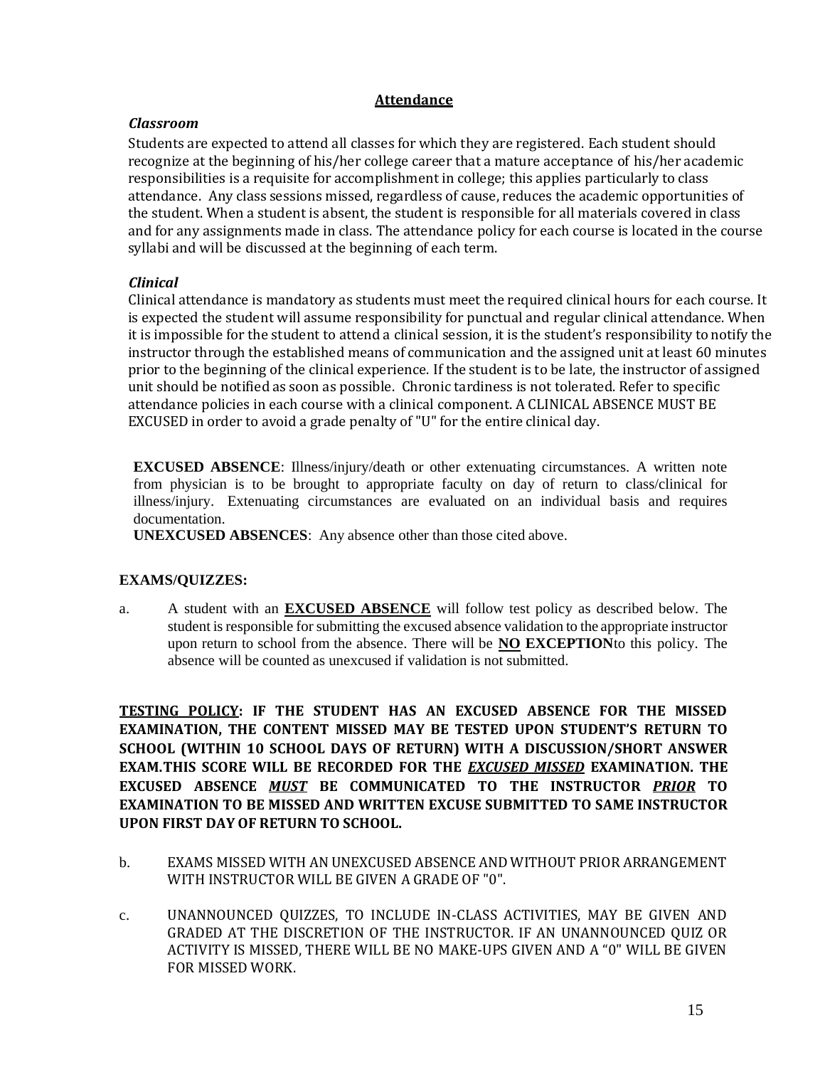## Attendance

### *Classroom*

Students are expected to attend all classes for which they are registered. Each student should recognize at the beginning of his/her college career that a mature acceptance of his/her academic responsibilities is a requisite for accomplishment in college; this applies particularly to class attendance. Any class sessions missed, regardless of cause, reduces the academic opportunities of the student. When a student is absent, the student is responsible for all materials covered in class and for any assignments made in class. The attendance policy for each course is located in the course syllabi and will be discussed at the beginning of each term.

### *Clinical*

Clinical attendance is mandatory as students must meet the required clinical hours for each course. It is expected the student will assume responsibility for punctual and regular clinical attendance. When it is impossible for the student to attend a clinical session, it is the student's responsibility to notify the instructor through the established means of communication and the assigned unit at least 60 minutes prior to the beginning of the clinical experience. If the student is to be late, the instructor of assigned unit should be notified as soon as possible. Chronic tardiness is not tolerated. Refer to specific attendance policies in each course with a clinical component. A CLINICAL ABSENCE MUST BE EXCUSED in order to avoid a grade penalty of "U" for the entire clinical day.

**EXCUSED ABSENCE**: Illness/injury/death or other extenuating circumstances. A written note from physician is to be brought to appropriate faculty on day of return to class/clinical for illness/injury. Extenuating circumstances are evaluated on an individual basis and requires documentation.

**UNEXCUSED ABSENCES**: Any absence other than those cited above.

**EXAMS/QUIZZES:**

a. A student with an **EXCUSED ABSENCE** will follow test policy as described below. The student is responsible for submitting the excused absence validation to the appropriate instructor upon return to school from the absence. There will be **NO EXCEPTION**to this policy. The absence will be counted as unexcused if validation is not submitted.

**TESTING POLICY: IF THE STUDENT HAS AN EXCUSED ABSENCE FOR THE MISSED EXAMINATION, THE CONTENT MISSED MAY BE TESTED UPON STUDENT'S RETURN TO SCHOOL (WITHIN 10 SCHOOL DAYS OF RETURN) WITH A DISCUSSION/SHORT ANSWER EXAM.THIS SCORE WILL BE RECORDED FOR THE *EXCUSED MISSED* EXAMINATION. THE EXCUSED ABSENCE *MUST* BE COMMUNICATED TO THE INSTRUCTOR *PRIOR* TO EXAMINATION TO BE MISSED AND WRITTEN EXCUSE SUBMITTED TO SAME INSTRUCTOR UPON FIRST DAY OF RETURN TO SCHOOL.**

b. EXAMS MISSED WITH AN UNEXCUSED ABSENCE AND WITHOUT PRIOR ARRANGEMENT WITH INSTRUCTOR WILL BE GIVEN A GRADE OF "0".

c. UNANNOUNCED QUIZZES, TO INCLUDE IN-CLASS ACTIVITIES, MAY BE GIVEN AND GRADED AT THE DISCRETION OF THE INSTRUCTOR. IF AN UNANNOUNCED QUIZ OR ACTIVITY IS MISSED, THERE WILL BE NO MAKE-UPS GIVEN AND A "0" WILL BE GIVEN FOR MISSED WORK.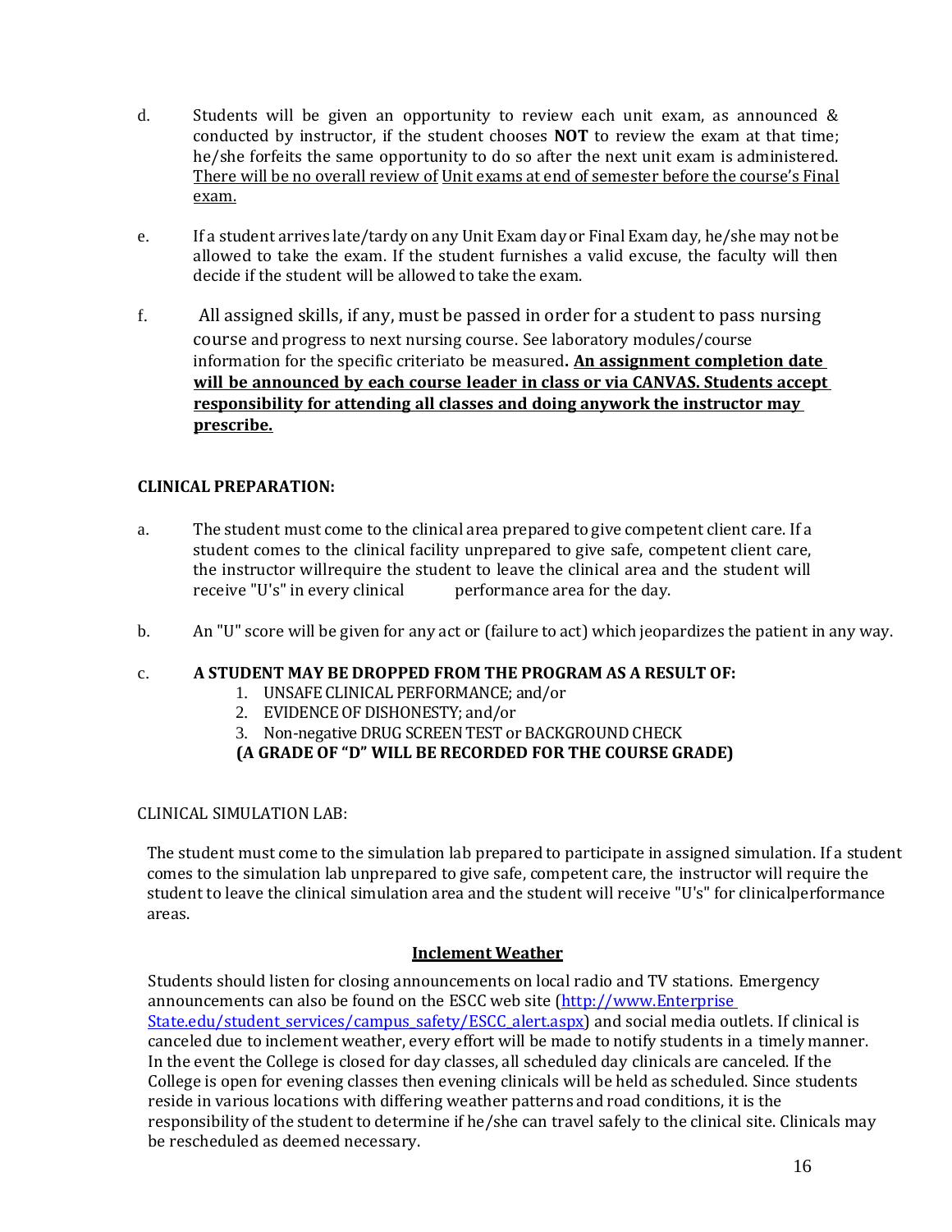d. Students will be given an opportunity to review each unit exam, as announced & conducted by instructor, if the student chooses **NOT** to review the exam at that time; he/she forfeits the same opportunity to do so after the next unit exam is administered. There will be no overall review of Unit exams at end of semester before the course's Final exam.

e. If a student arrives late/tardy on any Unit Exam day or Final Exam day, he/she may not be allowed to take the exam. If the student furnishes a valid excuse, the faculty will then decide if the student will be allowed to take the exam.

f. All assigned skills, if any, must be passed in order for a student to pass nursing course and progress to next nursing course. See laboratory modules/course information for the specific criteriato be measured**. An assignment completion date will be announced by each course leader in class or via CANVAS. Students accept responsibility for attending all classes and doing anywork the instructor may prescribe.**

**CLINICAL PREPARATION:**

a. The student must come to the clinical area prepared to give competent client care. If a student comes to the clinical facility unprepared to give safe, competent client care, the instructor willrequire the student to leave the clinical area and the student will receive "U's" in every clinical performance area for the day.

b. An "U" score will be given for any act or (failure to act) which jeopardizes the patient in any way.

c. **A STUDENT MAY BE DROPPED FROM THE PROGRAM AS A RESULT OF:**
   1. UNSAFE CLINICAL PERFORMANCE; and/or
   2. EVIDENCE OF DISHONESTY; and/or
   3. Non-negative DRUG SCREEN TEST or BACKGROUND CHECK

   **(A GRADE OF "D" WILL BE RECORDED FOR THE COURSE GRADE)**

CLINICAL SIMULATION LAB:

The student must come to the simulation lab prepared to participate in assigned simulation. If a student comes to the simulation lab unprepared to give safe, competent care, the instructor will require the student to leave the clinical simulation area and the student will receive "U's" for clinicalperformance areas.

## Inclement Weather

Students should listen for closing announcements on local radio and TV stations. Emergency announcements can also be found on the ESCC web site (http://www.Enterprise State.edu/student_services/campus_safety/ESCC_alert.aspx) and social media outlets. If clinical is canceled due to inclement weather, every effort will be made to notify students in a timely manner. In the event the College is closed for day classes, all scheduled day clinicals are canceled. If the College is open for evening classes then evening clinicals will be held as scheduled. Since students reside in various locations with differing weather patterns and road conditions, it is the responsibility of the student to determine if he/she can travel safely to the clinical site. Clinicals may be rescheduled as deemed necessary.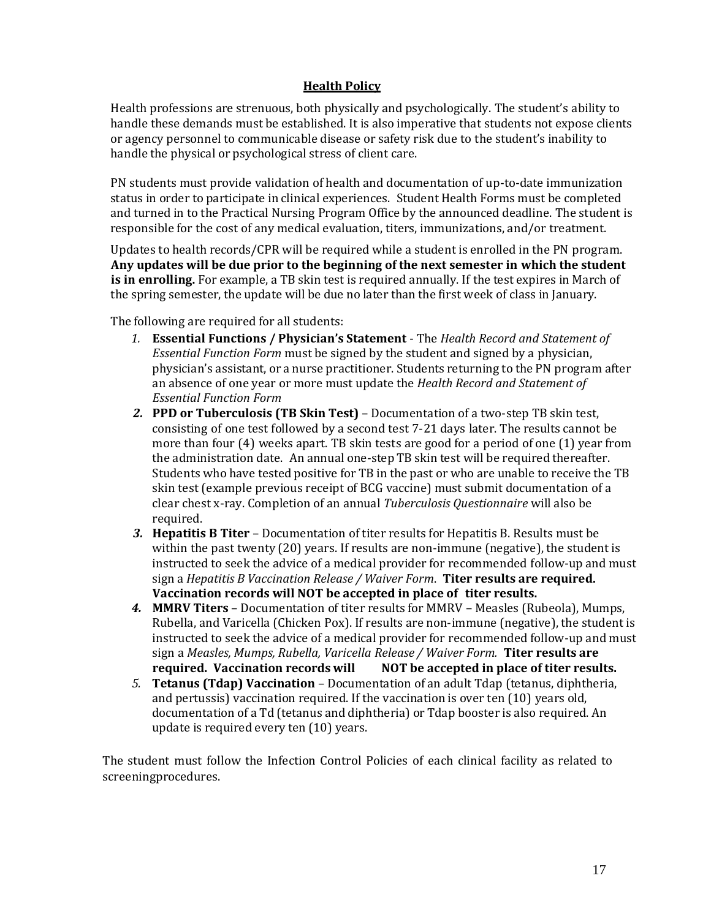## Health Policy

Health professions are strenuous, both physically and psychologically. The student's ability to handle these demands must be established. It is also imperative that students not expose clients or agency personnel to communicable disease or safety risk due to the student's inability to handle the physical or psychological stress of client care.

PN students must provide validation of health and documentation of up-to-date immunization status in order to participate in clinical experiences. Student Health Forms must be completed and turned in to the Practical Nursing Program Office by the announced deadline. The student is responsible for the cost of any medical evaluation, titers, immunizations, and/or treatment.

Updates to health records/CPR will be required while a student is enrolled in the PN program. **Any updates will be due prior to the beginning of the next semester in which the student is in enrolling.** For example, a TB skin test is required annually. If the test expires in March of the spring semester, the update will be due no later than the first week of class in January.

The following are required for all students:

1. **Essential Functions / Physician's Statement** - The *Health Record and Statement of Essential Function Form* must be signed by the student and signed by a physician, physician's assistant, or a nurse practitioner. Students returning to the PN program after an absence of one year or more must update the *Health Record and Statement of Essential Function Form*
2. **PPD or Tuberculosis (TB Skin Test)** – Documentation of a two-step TB skin test, consisting of one test followed by a second test 7-21 days later. The results cannot be more than four (4) weeks apart. TB skin tests are good for a period of one (1) year from the administration date. An annual one-step TB skin test will be required thereafter. Students who have tested positive for TB in the past or who are unable to receive the TB skin test (example previous receipt of BCG vaccine) must submit documentation of a clear chest x-ray. Completion of an annual *Tuberculosis Questionnaire* will also be required.
3. **Hepatitis B Titer** – Documentation of titer results for Hepatitis B. Results must be within the past twenty (20) years. If results are non-immune (negative), the student is instructed to seek the advice of a medical provider for recommended follow-up and must sign a *Hepatitis B Vaccination Release / Waiver Form*. **Titer results are required. Vaccination records will NOT be accepted in place of titer results.**
4. **MMRV Titers** – Documentation of titer results for MMRV – Measles (Rubeola), Mumps, Rubella, and Varicella (Chicken Pox). If results are non-immune (negative), the student is instructed to seek the advice of a medical provider for recommended follow-up and must sign a *Measles, Mumps, Rubella, Varicella Release / Waiver Form.* **Titer results are required. Vaccination records will NOT be accepted in place of titer results.**
5. **Tetanus (Tdap) Vaccination** – Documentation of an adult Tdap (tetanus, diphtheria, and pertussis) vaccination required. If the vaccination is over ten (10) years old, documentation of a Td (tetanus and diphtheria) or Tdap booster is also required. An update is required every ten (10) years.

The student must follow the Infection Control Policies of each clinical facility as related to screeningprocedures.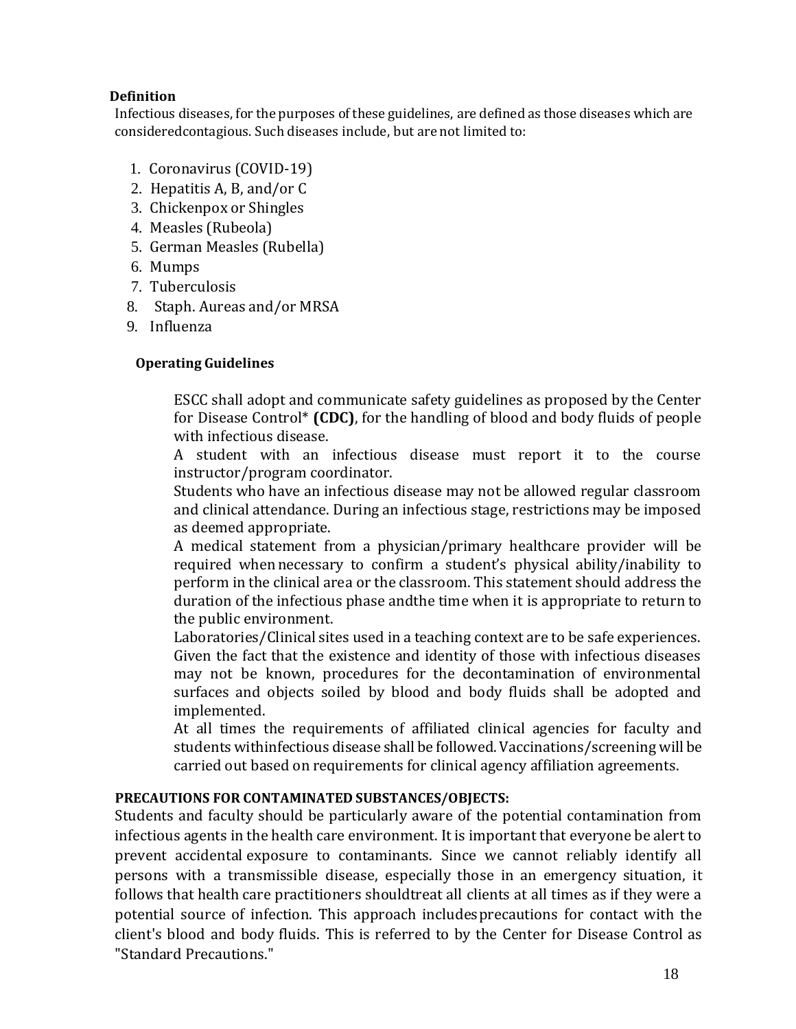**Definition**

Infectious diseases, for the purposes of these guidelines, are defined as those diseases which are consideredcontagious. Such diseases include, but are not limited to:

1. Coronavirus (COVID-19)
2. Hepatitis A, B, and/or C
3. Chickenpox or Shingles
4. Measles (Rubeola)
5. German Measles (Rubella)
6. Mumps
7. Tuberculosis
8. Staph. Aureas and/or MRSA
9. Influenza

**Operating Guidelines**

ESCC shall adopt and communicate safety guidelines as proposed by the Center for Disease Control* **(CDC)**, for the handling of blood and body fluids of people with infectious disease.

A student with an infectious disease must report it to the course instructor/program coordinator.

Students who have an infectious disease may not be allowed regular classroom and clinical attendance. During an infectious stage, restrictions may be imposed as deemed appropriate.

A medical statement from a physician/primary healthcare provider will be required when necessary to confirm a student's physical ability/inability to perform in the clinical area or the classroom. This statement should address the duration of the infectious phase andthe time when it is appropriate to return to the public environment.

Laboratories/Clinical sites used in a teaching context are to be safe experiences. Given the fact that the existence and identity of those with infectious diseases may not be known, procedures for the decontamination of environmental surfaces and objects soiled by blood and body fluids shall be adopted and implemented.

At all times the requirements of affiliated clinical agencies for faculty and students withinfectious disease shall be followed. Vaccinations/screening will be carried out based on requirements for clinical agency affiliation agreements.

**PRECAUTIONS FOR CONTAMINATED SUBSTANCES/OBJECTS:**

Students and faculty should be particularly aware of the potential contamination from infectious agents in the health care environment. It is important that everyone be alert to prevent accidental exposure to contaminants. Since we cannot reliably identify all persons with a transmissible disease, especially those in an emergency situation, it follows that health care practitioners shouldtreat all clients at all times as if they were a potential source of infection. This approach includesprecautions for contact with the client's blood and body fluids. This is referred to by the Center for Disease Control as "Standard Precautions."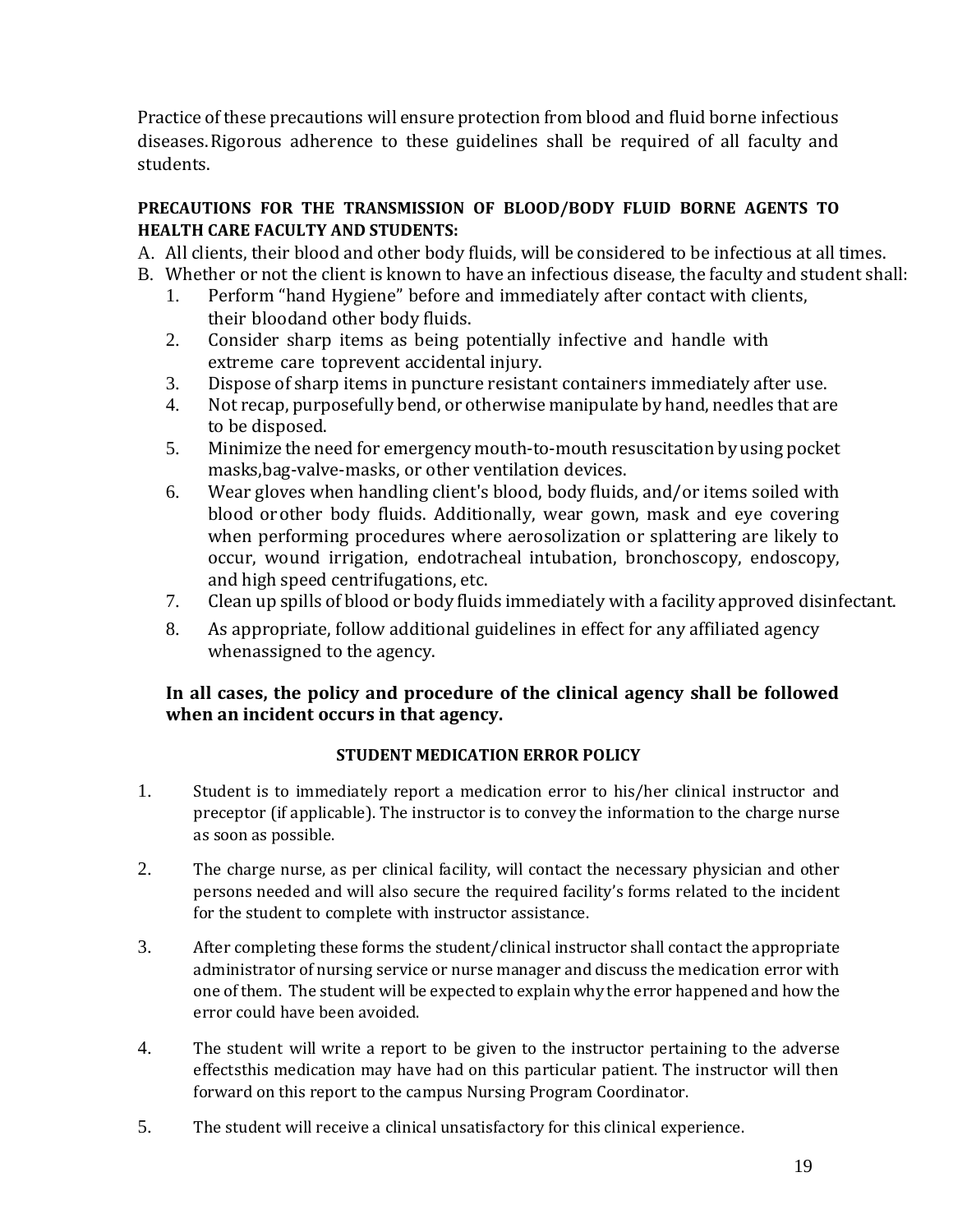Practice of these precautions will ensure protection from blood and fluid borne infectious diseases. Rigorous adherence to these guidelines shall be required of all faculty and students.

**PRECAUTIONS FOR THE TRANSMISSION OF BLOOD/BODY FLUID BORNE AGENTS TO HEALTH CARE FACULTY AND STUDENTS:**

A. All clients, their blood and other body fluids, will be considered to be infectious at all times.
B. Whether or not the client is known to have an infectious disease, the faculty and student shall:
   1. Perform "hand Hygiene" before and immediately after contact with clients, their bloodand other body fluids.
   2. Consider sharp items as being potentially infective and handle with extreme care toprevent accidental injury.
   3. Dispose of sharp items in puncture resistant containers immediately after use.
   4. Not recap, purposefully bend, or otherwise manipulate by hand, needles that are to be disposed.
   5. Minimize the need for emergency mouth-to-mouth resuscitation by using pocket masks,bag-valve-masks, or other ventilation devices.
   6. Wear gloves when handling client's blood, body fluids, and/or items soiled with blood or other body fluids. Additionally, wear gown, mask and eye covering when performing procedures where aerosolization or splattering are likely to occur, wound irrigation, endotracheal intubation, bronchoscopy, endoscopy, and high speed centrifugations, etc.
   7. Clean up spills of blood or body fluids immediately with a facility approved disinfectant.
   8. As appropriate, follow additional guidelines in effect for any affiliated agency whenassigned to the agency.

**In all cases, the policy and procedure of the clinical agency shall be followed when an incident occurs in that agency.**

### STUDENT MEDICATION ERROR POLICY

1. Student is to immediately report a medication error to his/her clinical instructor and preceptor (if applicable). The instructor is to convey the information to the charge nurse as soon as possible.

2. The charge nurse, as per clinical facility, will contact the necessary physician and other persons needed and will also secure the required facility's forms related to the incident for the student to complete with instructor assistance.

3. After completing these forms the student/clinical instructor shall contact the appropriate administrator of nursing service or nurse manager and discuss the medication error with one of them. The student will be expected to explain why the error happened and how the error could have been avoided.

4. The student will write a report to be given to the instructor pertaining to the adverse effectsthis medication may have had on this particular patient. The instructor will then forward on this report to the campus Nursing Program Coordinator.

5. The student will receive a clinical unsatisfactory for this clinical experience.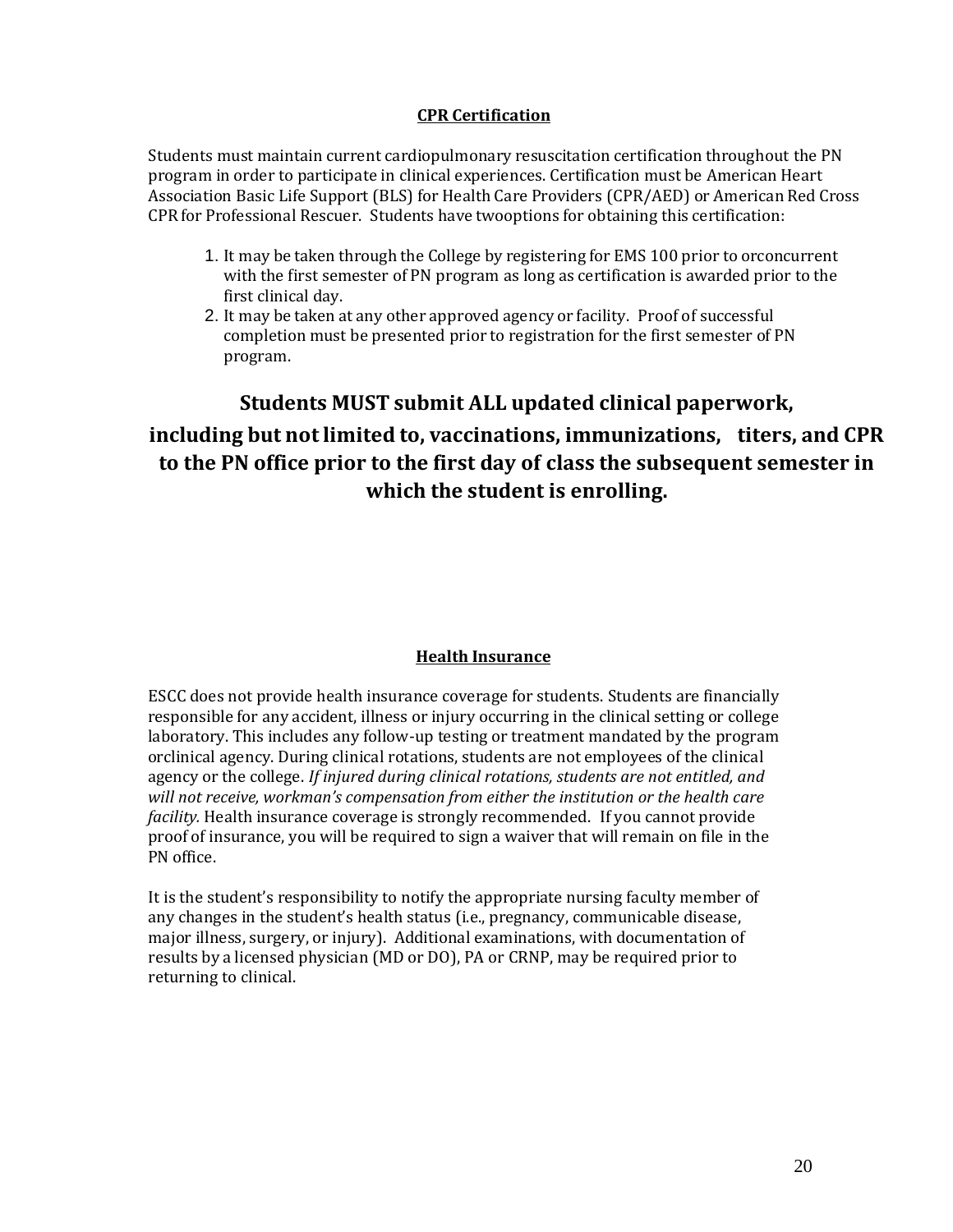## CPR Certification

Students must maintain current cardiopulmonary resuscitation certification throughout the PN program in order to participate in clinical experiences. Certification must be American Heart Association Basic Life Support (BLS) for Health Care Providers (CPR/AED) or American Red Cross CPR for Professional Rescuer. Students have twooptions for obtaining this certification:

1. It may be taken through the College by registering for EMS 100 prior to orconcurrent with the first semester of PN program as long as certification is awarded prior to the first clinical day.
2. It may be taken at any other approved agency or facility. Proof of successful completion must be presented prior to registration for the first semester of PN program.

**Students MUST submit ALL updated clinical paperwork, including but not limited to, vaccinations, immunizations, titers, and CPR to the PN office prior to the first day of class the subsequent semester in which the student is enrolling.**

## Health Insurance

ESCC does not provide health insurance coverage for students. Students are financially responsible for any accident, illness or injury occurring in the clinical setting or college laboratory. This includes any follow-up testing or treatment mandated by the program orclinical agency. During clinical rotations, students are not employees of the clinical agency or the college. *If injured during clinical rotations, students are not entitled, and will not receive, workman's compensation from either the institution or the health care facility.* Health insurance coverage is strongly recommended. If you cannot provide proof of insurance, you will be required to sign a waiver that will remain on file in the PN office.

It is the student's responsibility to notify the appropriate nursing faculty member of any changes in the student's health status (i.e., pregnancy, communicable disease, major illness, surgery, or injury). Additional examinations, with documentation of results by a licensed physician (MD or DO), PA or CRNP, may be required prior to returning to clinical.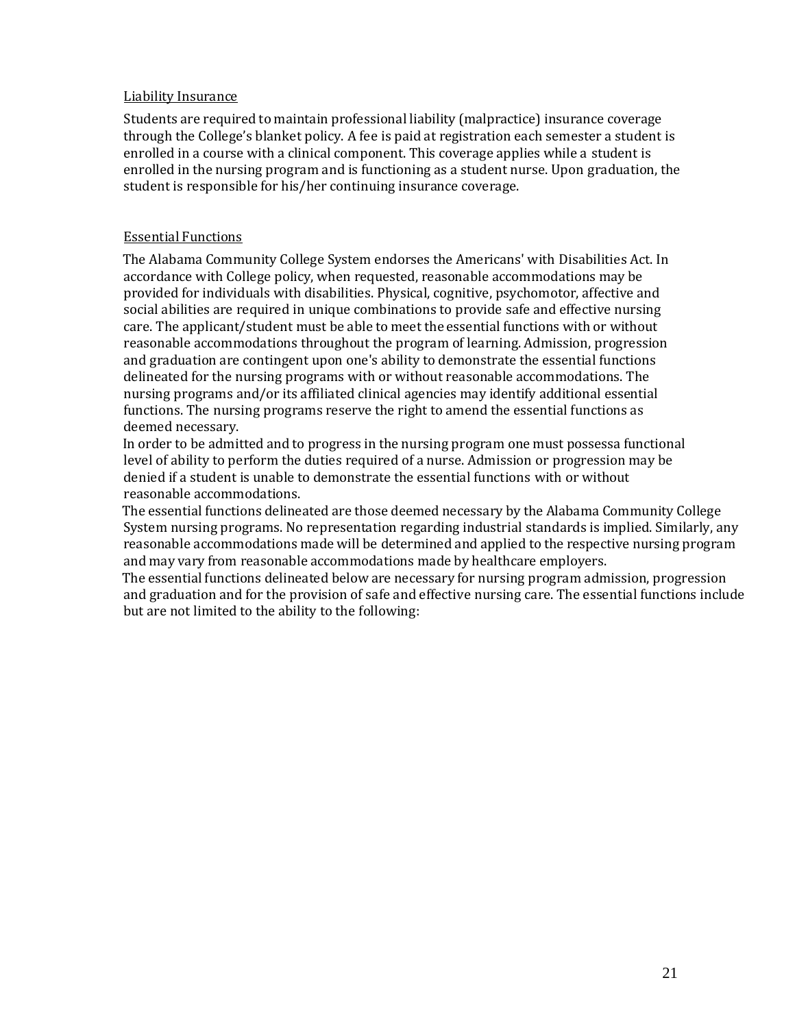Liability Insurance

Students are required to maintain professional liability (malpractice) insurance coverage through the College's blanket policy. A fee is paid at registration each semester a student is enrolled in a course with a clinical component. This coverage applies while a student is enrolled in the nursing program and is functioning as a student nurse. Upon graduation, the student is responsible for his/her continuing insurance coverage.

Essential Functions

The Alabama Community College System endorses the Americans' with Disabilities Act. In accordance with College policy, when requested, reasonable accommodations may be provided for individuals with disabilities. Physical, cognitive, psychomotor, affective and social abilities are required in unique combinations to provide safe and effective nursing care. The applicant/student must be able to meet the essential functions with or without reasonable accommodations throughout the program of learning. Admission, progression and graduation are contingent upon one's ability to demonstrate the essential functions delineated for the nursing programs with or without reasonable accommodations. The nursing programs and/or its affiliated clinical agencies may identify additional essential functions. The nursing programs reserve the right to amend the essential functions as deemed necessary.

In order to be admitted and to progress in the nursing program one must possessa functional level of ability to perform the duties required of a nurse. Admission or progression may be denied if a student is unable to demonstrate the essential functions with or without reasonable accommodations.

The essential functions delineated are those deemed necessary by the Alabama Community College System nursing programs. No representation regarding industrial standards is implied. Similarly, any reasonable accommodations made will be determined and applied to the respective nursing program and may vary from reasonable accommodations made by healthcare employers.

The essential functions delineated below are necessary for nursing program admission, progression and graduation and for the provision of safe and effective nursing care. The essential functions include but are not limited to the ability to the following: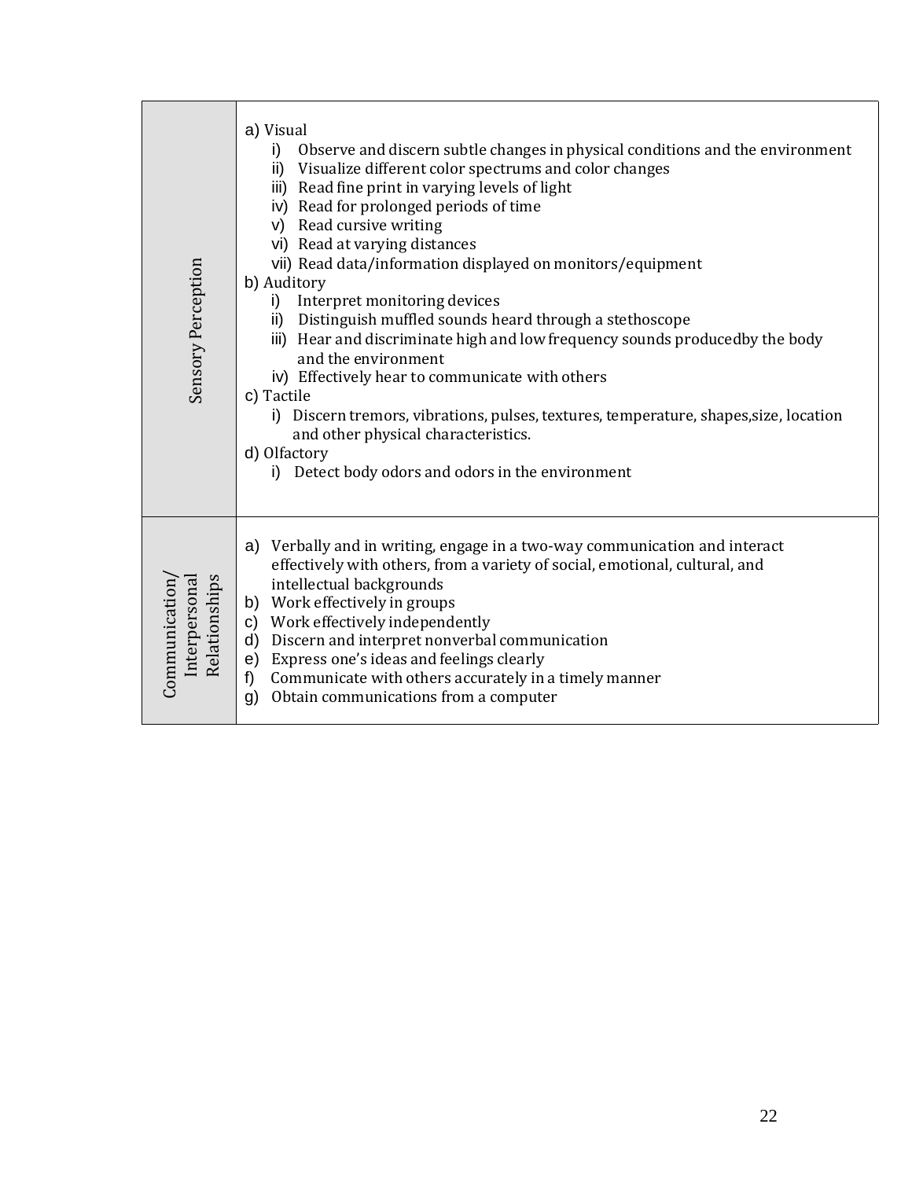| Sensory Perception | a) Visual<br>i) Observe and discern subtle changes in physical conditions and the environment<br>ii) Visualize different color spectrums and color changes<br>iii) Read fine print in varying levels of light<br>iv) Read for prolonged periods of time<br>v) Read cursive writing<br>vi) Read at varying distances<br>vii) Read data/information displayed on monitors/equipment<br>b) Auditory<br>i) Interpret monitoring devices<br>ii) Distinguish muffled sounds heard through a stethoscope<br>iii) Hear and discriminate high and low frequency sounds producedby the body and the environment<br>iv) Effectively hear to communicate with others<br>c) Tactile<br>i) Discern tremors, vibrations, pulses, textures, temperature, shapes,size, location and other physical characteristics.<br>d) Olfactory<br>i) Detect body odors and odors in the environment |
|---|---|
| Communication/ Interpersonal Relationships | a) Verbally and in writing, engage in a two-way communication and interact effectively with others, from a variety of social, emotional, cultural, and intellectual backgrounds<br>b) Work effectively in groups<br>c) Work effectively independently<br>d) Discern and interpret nonverbal communication<br>e) Express one's ideas and feelings clearly<br>f) Communicate with others accurately in a timely manner<br>g) Obtain communications from a computer |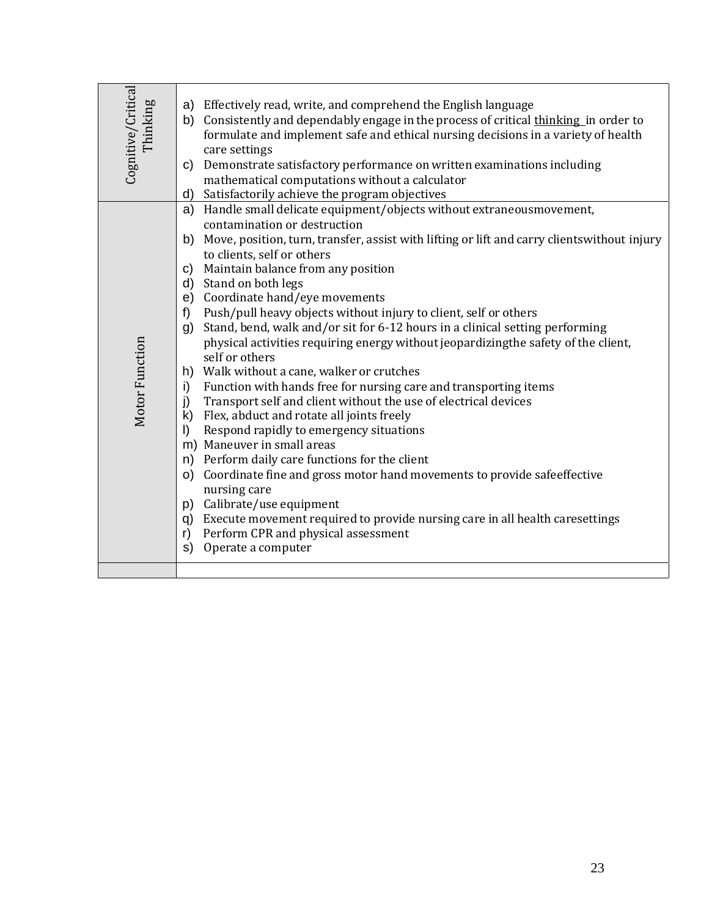| | |
|---|---|
| Cognitive/Critical Thinking | a) Effectively read, write, and comprehend the English language<br>b) Consistently and dependably engage in the process of critical thinking in order to formulate and implement safe and ethical nursing decisions in a variety of health care settings<br>c) Demonstrate satisfactory performance on written examinations including mathematical computations without a calculator<br>d) Satisfactorily achieve the program objectives |
| Motor Function | a) Handle small delicate equipment/objects without extraneousmovement, contamination or destruction<br>b) Move, position, turn, transfer, assist with lifting or lift and carry clientswithout injury to clients, self or others<br>c) Maintain balance from any position<br>d) Stand on both legs<br>e) Coordinate hand/eye movements<br>f) Push/pull heavy objects without injury to client, self or others<br>g) Stand, bend, walk and/or sit for 6-12 hours in a clinical setting performing physical activities requiring energy without jeopardizingthe safety of the client, self or others<br>h) Walk without a cane, walker or crutches<br>i) Function with hands free for nursing care and transporting items<br>j) Transport self and client without the use of electrical devices<br>k) Flex, abduct and rotate all joints freely<br>l) Respond rapidly to emergency situations<br>m) Maneuver in small areas<br>n) Perform daily care functions for the client<br>o) Coordinate fine and gross motor hand movements to provide safeeffective nursing care<br>p) Calibrate/use equipment<br>q) Execute movement required to provide nursing care in all health caresettings<br>r) Perform CPR and physical assessment<br>s) Operate a computer |
| | |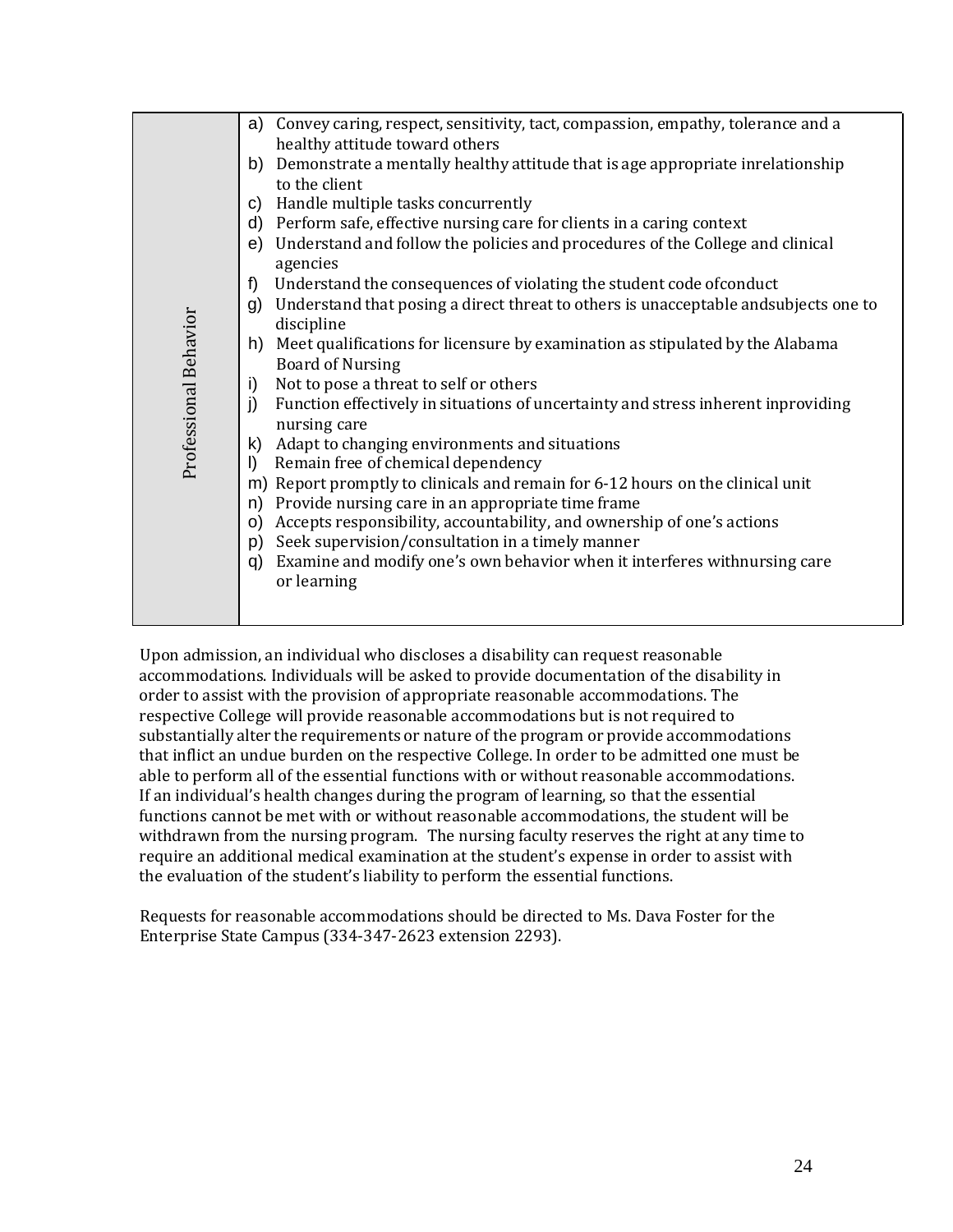| Professional Behavior | a) Convey caring, respect, sensitivity, tact, compassion, empathy, tolerance and a healthy attitude toward others<br>b) Demonstrate a mentally healthy attitude that is age appropriate inrelationship to the client<br>c) Handle multiple tasks concurrently<br>d) Perform safe, effective nursing care for clients in a caring context<br>e) Understand and follow the policies and procedures of the College and clinical agencies<br>f) Understand the consequences of violating the student code ofconduct<br>g) Understand that posing a direct threat to others is unacceptable andsubjects one to discipline<br>h) Meet qualifications for licensure by examination as stipulated by the Alabama Board of Nursing<br>i) Not to pose a threat to self or others<br>j) Function effectively in situations of uncertainty and stress inherent inproviding nursing care<br>k) Adapt to changing environments and situations<br>l) Remain free of chemical dependency<br>m) Report promptly to clinicals and remain for 6-12 hours on the clinical unit<br>n) Provide nursing care in an appropriate time frame<br>o) Accepts responsibility, accountability, and ownership of one's actions<br>p) Seek supervision/consultation in a timely manner<br>q) Examine and modify one's own behavior when it interferes withnursing care or learning |
|---|---|

Upon admission, an individual who discloses a disability can request reasonable accommodations. Individuals will be asked to provide documentation of the disability in order to assist with the provision of appropriate reasonable accommodations. The respective College will provide reasonable accommodations but is not required to substantially alter the requirements or nature of the program or provide accommodations that inflict an undue burden on the respective College. In order to be admitted one must be able to perform all of the essential functions with or without reasonable accommodations. If an individual's health changes during the program of learning, so that the essential functions cannot be met with or without reasonable accommodations, the student will be withdrawn from the nursing program. The nursing faculty reserves the right at any time to require an additional medical examination at the student's expense in order to assist with the evaluation of the student's liability to perform the essential functions.

Requests for reasonable accommodations should be directed to Ms. Dava Foster for the Enterprise State Campus (334-347-2623 extension 2293).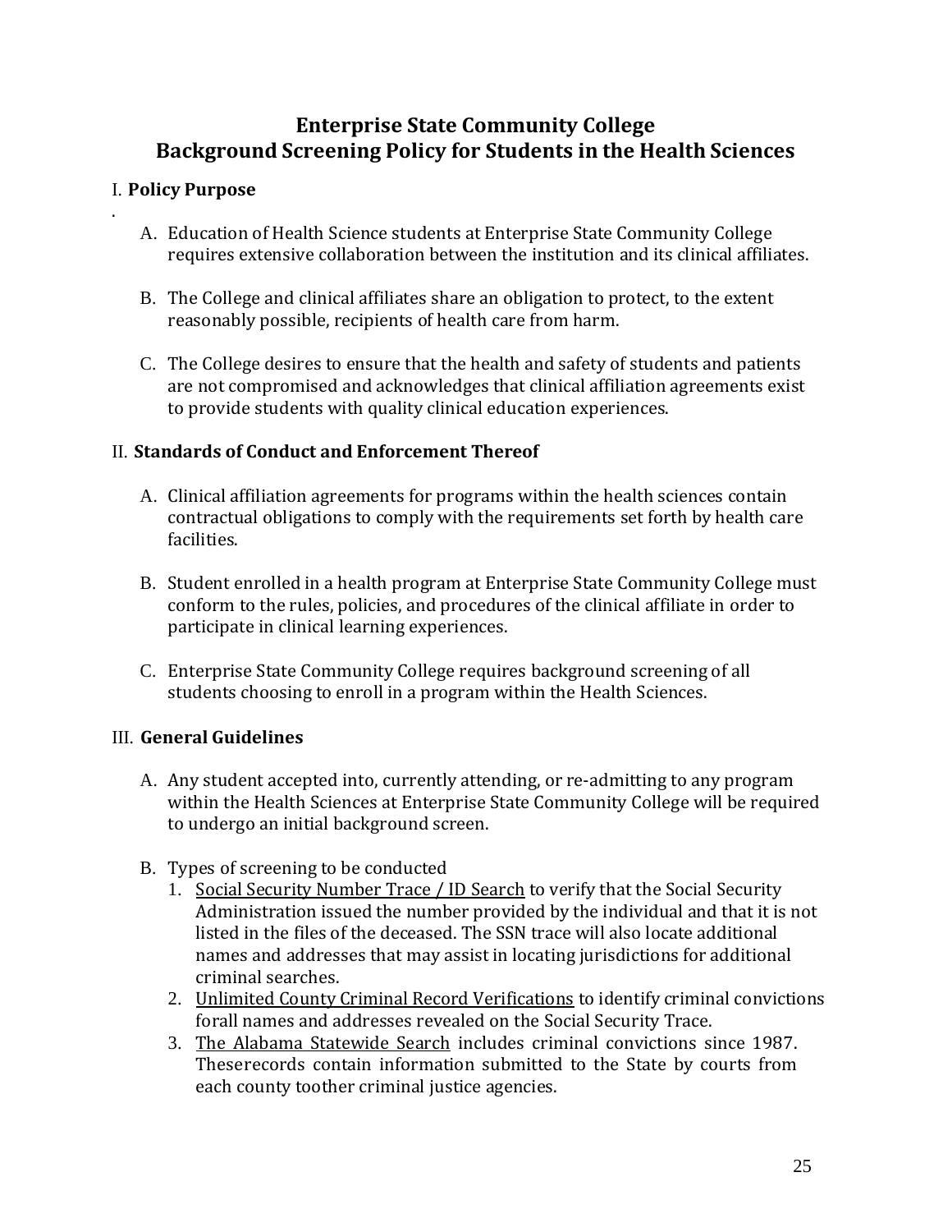# Enterprise State Community College
# Background Screening Policy for Students in the Health Sciences

## I. **Policy Purpose**

A. Education of Health Science students at Enterprise State Community College requires extensive collaboration between the institution and its clinical affiliates.

B. The College and clinical affiliates share an obligation to protect, to the extent reasonably possible, recipients of health care from harm.

C. The College desires to ensure that the health and safety of students and patients are not compromised and acknowledges that clinical affiliation agreements exist to provide students with quality clinical education experiences.

## II. **Standards of Conduct and Enforcement Thereof**

A. Clinical affiliation agreements for programs within the health sciences contain contractual obligations to comply with the requirements set forth by health care facilities.

B. Student enrolled in a health program at Enterprise State Community College must conform to the rules, policies, and procedures of the clinical affiliate in order to participate in clinical learning experiences.

C. Enterprise State Community College requires background screening of all students choosing to enroll in a program within the Health Sciences.

## III. **General Guidelines**

A. Any student accepted into, currently attending, or re-admitting to any program within the Health Sciences at Enterprise State Community College will be required to undergo an initial background screen.

B. Types of screening to be conducted
   1. Social Security Number Trace / ID Search to verify that the Social Security Administration issued the number provided by the individual and that it is not listed in the files of the deceased. The SSN trace will also locate additional names and addresses that may assist in locating jurisdictions for additional criminal searches.
   2. Unlimited County Criminal Record Verifications to identify criminal convictions forall names and addresses revealed on the Social Security Trace.
   3. The Alabama Statewide Search includes criminal convictions since 1987. Theserecords contain information submitted to the State by courts from each county toother criminal justice agencies.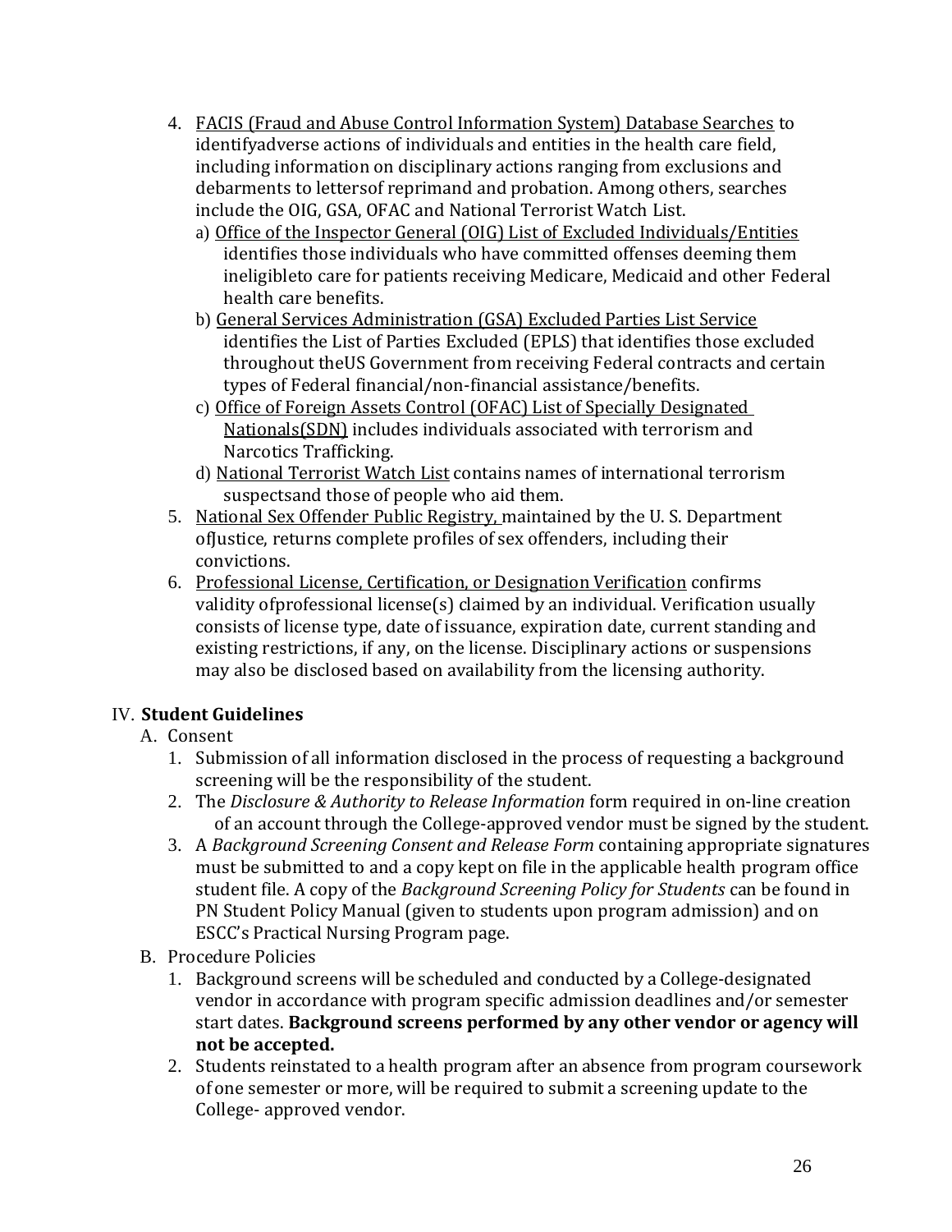4. <u>FACIS (Fraud and Abuse Control Information System) Database Searches</u> to identifyadverse actions of individuals and entities in the health care field, including information on disciplinary actions ranging from exclusions and debarments to lettersof reprimand and probation. Among others, searches include the OIG, GSA, OFAC and National Terrorist Watch List.
   a) <u>Office of the Inspector General (OIG) List of Excluded Individuals/Entities</u> identifies those individuals who have committed offenses deeming them ineligibleto care for patients receiving Medicare, Medicaid and other Federal health care benefits.
   b) <u>General Services Administration (GSA) Excluded Parties List Service</u> identifies the List of Parties Excluded (EPLS) that identifies those excluded throughout theUS Government from receiving Federal contracts and certain types of Federal financial/non-financial assistance/benefits.
   c) <u>Office of Foreign Assets Control (OFAC) List of Specially Designated Nationals(SDN)</u> includes individuals associated with terrorism and Narcotics Trafficking.
   d) <u>National Terrorist Watch List</u> contains names of international terrorism suspectsand those of people who aid them.
5. <u>National Sex Offender Public Registry,</u> maintained by the U. S. Department ofJustice, returns complete profiles of sex offenders, including their convictions.
6. <u>Professional License, Certification, or Designation Verification</u> confirms validity ofprofessional license(s) claimed by an individual. Verification usually consists of license type, date of issuance, expiration date, current standing and existing restrictions, if any, on the license. Disciplinary actions or suspensions may also be disclosed based on availability from the licensing authority.

IV. **Student Guidelines**

A. Consent
   1. Submission of all information disclosed in the process of requesting a background screening will be the responsibility of the student.
   2. The *Disclosure & Authority to Release Information* form required in on-line creation of an account through the College-approved vendor must be signed by the student.
   3. A *Background Screening Consent and Release Form* containing appropriate signatures must be submitted to and a copy kept on file in the applicable health program office student file. A copy of the *Background Screening Policy for Students* can be found in PN Student Policy Manual (given to students upon program admission) and on ESCC's Practical Nursing Program page.

B. Procedure Policies
   1. Background screens will be scheduled and conducted by a College-designated vendor in accordance with program specific admission deadlines and/or semester start dates. **Background screens performed by any other vendor or agency will not be accepted.**
   2. Students reinstated to a health program after an absence from program coursework of one semester or more, will be required to submit a screening update to the College- approved vendor.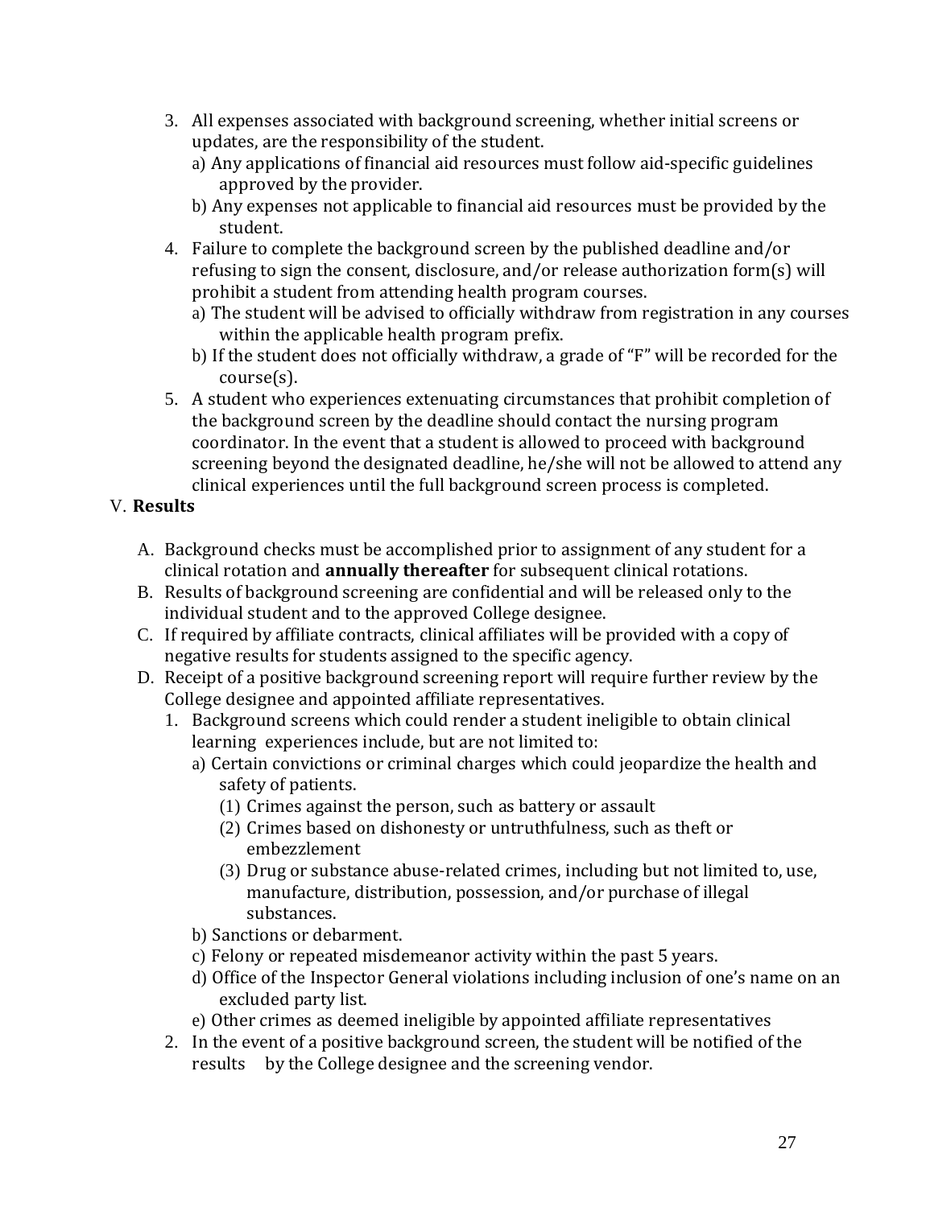3. All expenses associated with background screening, whether initial screens or updates, are the responsibility of the student.
   a) Any applications of financial aid resources must follow aid-specific guidelines approved by the provider.
   b) Any expenses not applicable to financial aid resources must be provided by the student.
4. Failure to complete the background screen by the published deadline and/or refusing to sign the consent, disclosure, and/or release authorization form(s) will prohibit a student from attending health program courses.
   a) The student will be advised to officially withdraw from registration in any courses within the applicable health program prefix.
   b) If the student does not officially withdraw, a grade of "F" will be recorded for the course(s).
5. A student who experiences extenuating circumstances that prohibit completion of the background screen by the deadline should contact the nursing program coordinator. In the event that a student is allowed to proceed with background screening beyond the designated deadline, he/she will not be allowed to attend any clinical experiences until the full background screen process is completed.

V. **Results**

A. Background checks must be accomplished prior to assignment of any student for a clinical rotation and **annually thereafter** for subsequent clinical rotations.

B. Results of background screening are confidential and will be released only to the individual student and to the approved College designee.

C. If required by affiliate contracts, clinical affiliates will be provided with a copy of negative results for students assigned to the specific agency.

D. Receipt of a positive background screening report will require further review by the College designee and appointed affiliate representatives.

1. Background screens which could render a student ineligible to obtain clinical learning experiences include, but are not limited to:
   a) Certain convictions or criminal charges which could jeopardize the health and safety of patients.
      (1) Crimes against the person, such as battery or assault
      (2) Crimes based on dishonesty or untruthfulness, such as theft or embezzlement
      (3) Drug or substance abuse-related crimes, including but not limited to, use, manufacture, distribution, possession, and/or purchase of illegal substances.
   b) Sanctions or debarment.
   c) Felony or repeated misdemeanor activity within the past 5 years.
   d) Office of the Inspector General violations including inclusion of one's name on an excluded party list.
   e) Other crimes as deemed ineligible by appointed affiliate representatives
2. In the event of a positive background screen, the student will be notified of the results by the College designee and the screening vendor.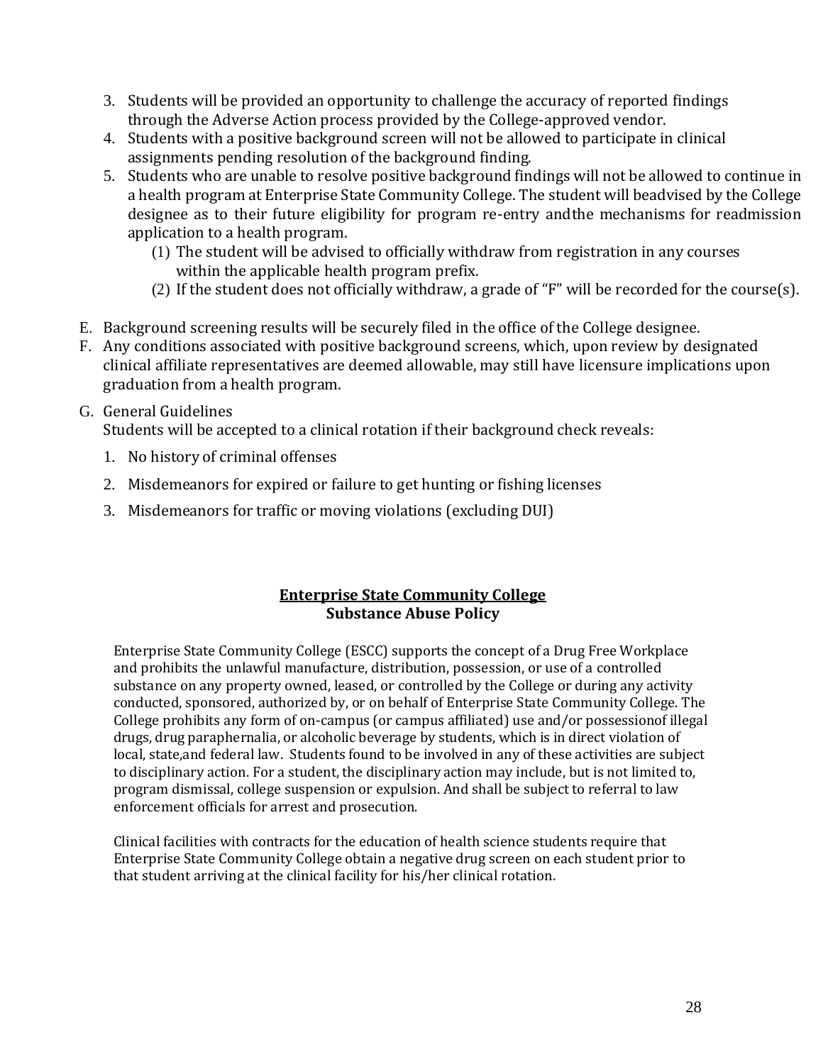3. Students will be provided an opportunity to challenge the accuracy of reported findings through the Adverse Action process provided by the College-approved vendor.
4. Students with a positive background screen will not be allowed to participate in clinical assignments pending resolution of the background finding.
5. Students who are unable to resolve positive background findings will not be allowed to continue in a health program at Enterprise State Community College. The student will beadvised by the College designee as to their future eligibility for program re-entry andthe mechanisms for readmission application to a health program.
   (1) The student will be advised to officially withdraw from registration in any courses within the applicable health program prefix.
   (2) If the student does not officially withdraw, a grade of "F" will be recorded for the course(s).

E. Background screening results will be securely filed in the office of the College designee.

F. Any conditions associated with positive background screens, which, upon review by designated clinical affiliate representatives are deemed allowable, may still have licensure implications upon graduation from a health program.

G. General Guidelines
   Students will be accepted to a clinical rotation if their background check reveals:

   1. No history of criminal offenses
   2. Misdemeanors for expired or failure to get hunting or fishing licenses
   3. Misdemeanors for traffic or moving violations (excluding DUI)

## Enterprise State Community College
## Substance Abuse Policy

Enterprise State Community College (ESCC) supports the concept of a Drug Free Workplace and prohibits the unlawful manufacture, distribution, possession, or use of a controlled substance on any property owned, leased, or controlled by the College or during any activity conducted, sponsored, authorized by, or on behalf of Enterprise State Community College. The College prohibits any form of on-campus (or campus affiliated) use and/or possessionof illegal drugs, drug paraphernalia, or alcoholic beverage by students, which is in direct violation of local, state,and federal law. Students found to be involved in any of these activities are subject to disciplinary action. For a student, the disciplinary action may include, but is not limited to, program dismissal, college suspension or expulsion. And shall be subject to referral to law enforcement officials for arrest and prosecution.

Clinical facilities with contracts for the education of health science students require that Enterprise State Community College obtain a negative drug screen on each student prior to that student arriving at the clinical facility for his/her clinical rotation.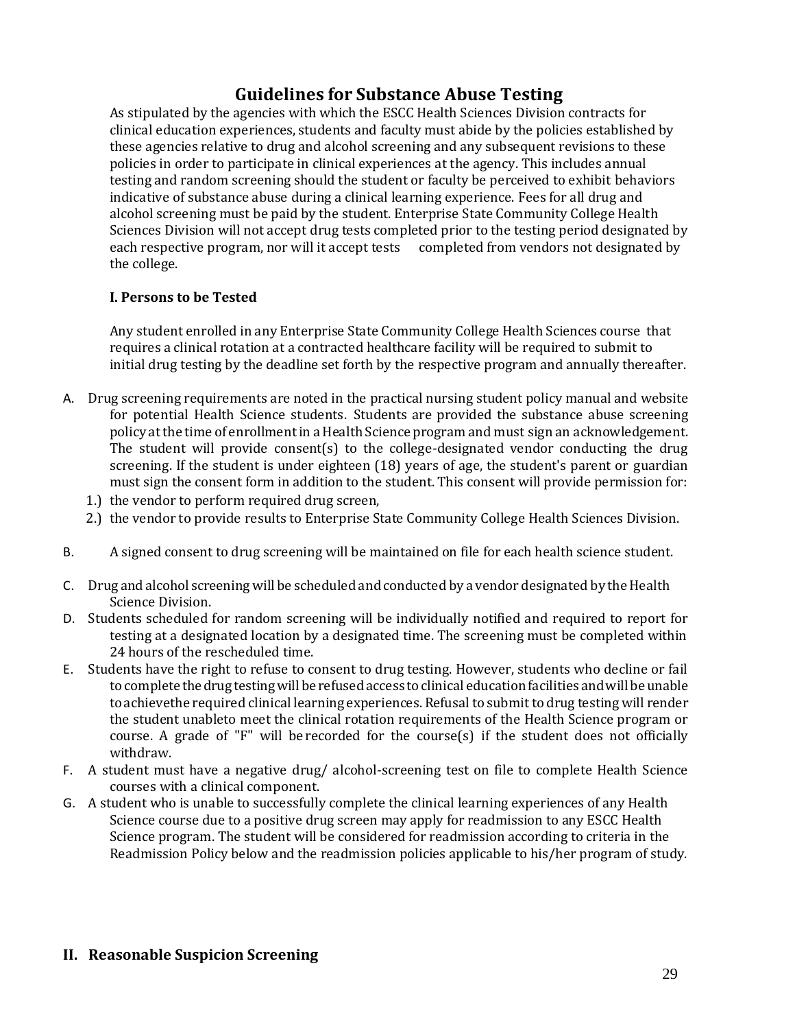# Guidelines for Substance Abuse Testing

As stipulated by the agencies with which the ESCC Health Sciences Division contracts for clinical education experiences, students and faculty must abide by the policies established by these agencies relative to drug and alcohol screening and any subsequent revisions to these policies in order to participate in clinical experiences at the agency. This includes annual testing and random screening should the student or faculty be perceived to exhibit behaviors indicative of substance abuse during a clinical learning experience. Fees for all drug and alcohol screening must be paid by the student. Enterprise State Community College Health Sciences Division will not accept drug tests completed prior to the testing period designated by each respective program, nor will it accept tests completed from vendors not designated by the college.

**I. Persons to be Tested**

Any student enrolled in any Enterprise State Community College Health Sciences course that requires a clinical rotation at a contracted healthcare facility will be required to submit to initial drug testing by the deadline set forth by the respective program and annually thereafter.

A. Drug screening requirements are noted in the practical nursing student policy manual and website for potential Health Science students. Students are provided the substance abuse screening policy at the time of enrollment in a Health Science program and must sign an acknowledgement. The student will provide consent(s) to the college-designated vendor conducting the drug screening. If the student is under eighteen (18) years of age, the student's parent or guardian must sign the consent form in addition to the student. This consent will provide permission for:
   1.) the vendor to perform required drug screen,
   2.) the vendor to provide results to Enterprise State Community College Health Sciences Division.

B. A signed consent to drug screening will be maintained on file for each health science student.

C. Drug and alcohol screening will be scheduled and conducted by a vendor designated by the Health Science Division.

D. Students scheduled for random screening will be individually notified and required to report for testing at a designated location by a designated time. The screening must be completed within 24 hours of the rescheduled time.

E. Students have the right to refuse to consent to drug testing. However, students who decline or fail to complete the drug testing will be refused access to clinical education facilities and will be unable to achievethe required clinical learning experiences. Refusal to submit to drug testing will render the student unableto meet the clinical rotation requirements of the Health Science program or course. A grade of "F" will be recorded for the course(s) if the student does not officially withdraw.

F. A student must have a negative drug/ alcohol-screening test on file to complete Health Science courses with a clinical component.

G. A student who is unable to successfully complete the clinical learning experiences of any Health Science course due to a positive drug screen may apply for readmission to any ESCC Health Science program. The student will be considered for readmission according to criteria in the Readmission Policy below and the readmission policies applicable to his/her program of study.

## II. Reasonable Suspicion Screening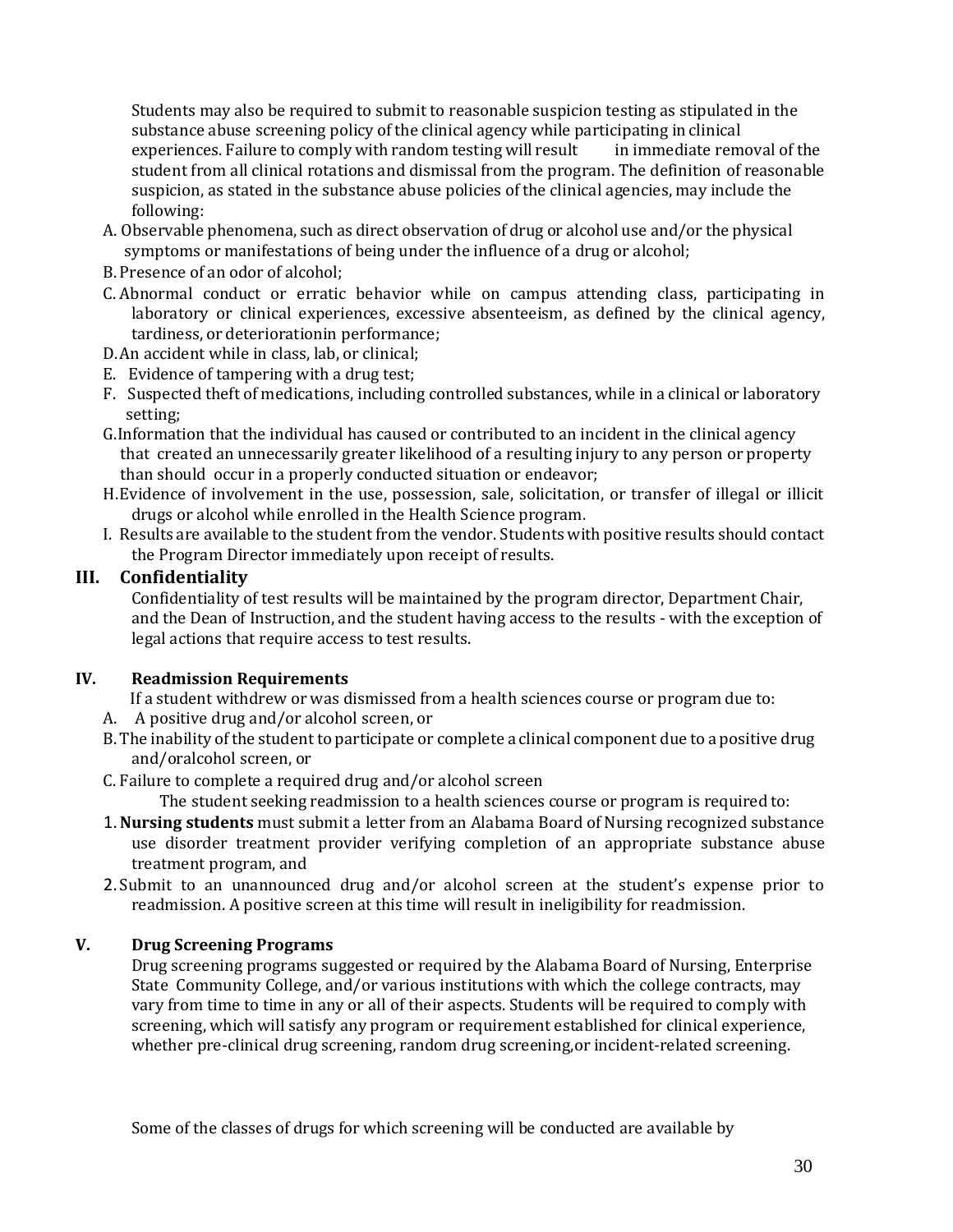Students may also be required to submit to reasonable suspicion testing as stipulated in the substance abuse screening policy of the clinical agency while participating in clinical experiences. Failure to comply with random testing will result in immediate removal of the student from all clinical rotations and dismissal from the program. The definition of reasonable suspicion, as stated in the substance abuse policies of the clinical agencies, may include the following:

A. Observable phenomena, such as direct observation of drug or alcohol use and/or the physical symptoms or manifestations of being under the influence of a drug or alcohol;
B. Presence of an odor of alcohol;
C. Abnormal conduct or erratic behavior while on campus attending class, participating in laboratory or clinical experiences, excessive absenteeism, as defined by the clinical agency, tardiness, or deteriorationin performance;
D. An accident while in class, lab, or clinical;
E. Evidence of tampering with a drug test;
F. Suspected theft of medications, including controlled substances, while in a clinical or laboratory setting;
G. Information that the individual has caused or contributed to an incident in the clinical agency that created an unnecessarily greater likelihood of a resulting injury to any person or property than should occur in a properly conducted situation or endeavor;
H. Evidence of involvement in the use, possession, sale, solicitation, or transfer of illegal or illicit drugs or alcohol while enrolled in the Health Science program.
I. Results are available to the student from the vendor. Students with positive results should contact the Program Director immediately upon receipt of results.

## III. Confidentiality

Confidentiality of test results will be maintained by the program director, Department Chair, and the Dean of Instruction, and the student having access to the results - with the exception of legal actions that require access to test results.

## IV. Readmission Requirements

If a student withdrew or was dismissed from a health sciences course or program due to:

A. A positive drug and/or alcohol screen, or
B. The inability of the student to participate or complete a clinical component due to a positive drug and/oralcohol screen, or
C. Failure to complete a required drug and/or alcohol screen

The student seeking readmission to a health sciences course or program is required to:

1. **Nursing students** must submit a letter from an Alabama Board of Nursing recognized substance use disorder treatment provider verifying completion of an appropriate substance abuse treatment program, and
2. Submit to an unannounced drug and/or alcohol screen at the student's expense prior to readmission. A positive screen at this time will result in ineligibility for readmission.

## V. Drug Screening Programs

Drug screening programs suggested or required by the Alabama Board of Nursing, Enterprise State Community College, and/or various institutions with which the college contracts, may vary from time to time in any or all of their aspects. Students will be required to comply with screening, which will satisfy any program or requirement established for clinical experience, whether pre-clinical drug screening, random drug screening,or incident-related screening.

Some of the classes of drugs for which screening will be conducted are available by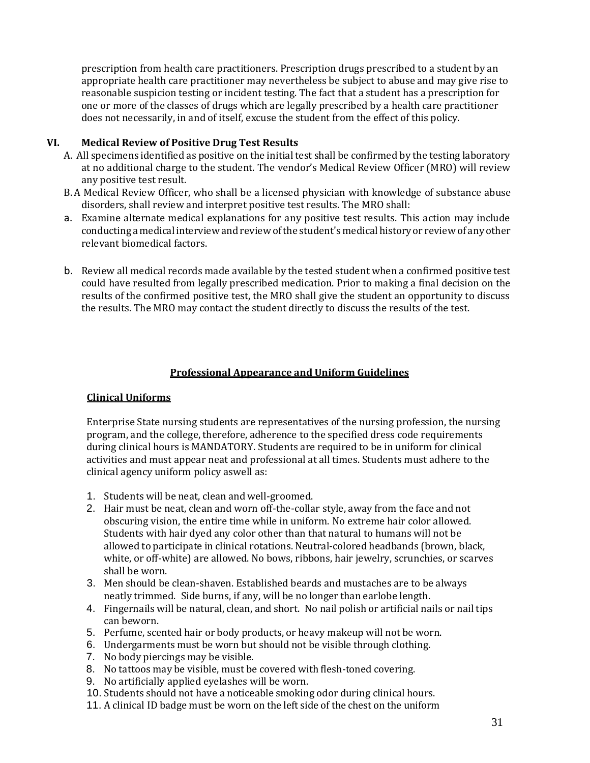prescription from health care practitioners. Prescription drugs prescribed to a student by an appropriate health care practitioner may nevertheless be subject to abuse and may give rise to reasonable suspicion testing or incident testing. The fact that a student has a prescription for one or more of the classes of drugs which are legally prescribed by a health care practitioner does not necessarily, in and of itself, excuse the student from the effect of this policy.

## VI. Medical Review of Positive Drug Test Results

A. All specimens identified as positive on the initial test shall be confirmed by the testing laboratory at no additional charge to the student. The vendor's Medical Review Officer (MRO) will review any positive test result.

B. A Medical Review Officer, who shall be a licensed physician with knowledge of substance abuse disorders, shall review and interpret positive test results. The MRO shall:

a. Examine alternate medical explanations for any positive test results. This action may include conducting a medical interview and review of the student's medical history or review of any other relevant biomedical factors.

b. Review all medical records made available by the tested student when a confirmed positive test could have resulted from legally prescribed medication. Prior to making a final decision on the results of the confirmed positive test, the MRO shall give the student an opportunity to discuss the results. The MRO may contact the student directly to discuss the results of the test.

## Professional Appearance and Uniform Guidelines

### Clinical Uniforms

Enterprise State nursing students are representatives of the nursing profession, the nursing program, and the college, therefore, adherence to the specified dress code requirements during clinical hours is MANDATORY. Students are required to be in uniform for clinical activities and must appear neat and professional at all times. Students must adhere to the clinical agency uniform policy aswell as:

1. Students will be neat, clean and well-groomed.
2. Hair must be neat, clean and worn off-the-collar style, away from the face and not obscuring vision, the entire time while in uniform. No extreme hair color allowed. Students with hair dyed any color other than that natural to humans will not be allowed to participate in clinical rotations. Neutral-colored headbands (brown, black, white, or off-white) are allowed. No bows, ribbons, hair jewelry, scrunchies, or scarves shall be worn.
3. Men should be clean-shaven. Established beards and mustaches are to be always neatly trimmed. Side burns, if any, will be no longer than earlobe length.
4. Fingernails will be natural, clean, and short. No nail polish or artificial nails or nail tips can beworn.
5. Perfume, scented hair or body products, or heavy makeup will not be worn.
6. Undergarments must be worn but should not be visible through clothing.
7. No body piercings may be visible.
8. No tattoos may be visible, must be covered with flesh-toned covering.
9. No artificially applied eyelashes will be worn.
10. Students should not have a noticeable smoking odor during clinical hours.
11. A clinical ID badge must be worn on the left side of the chest on the uniform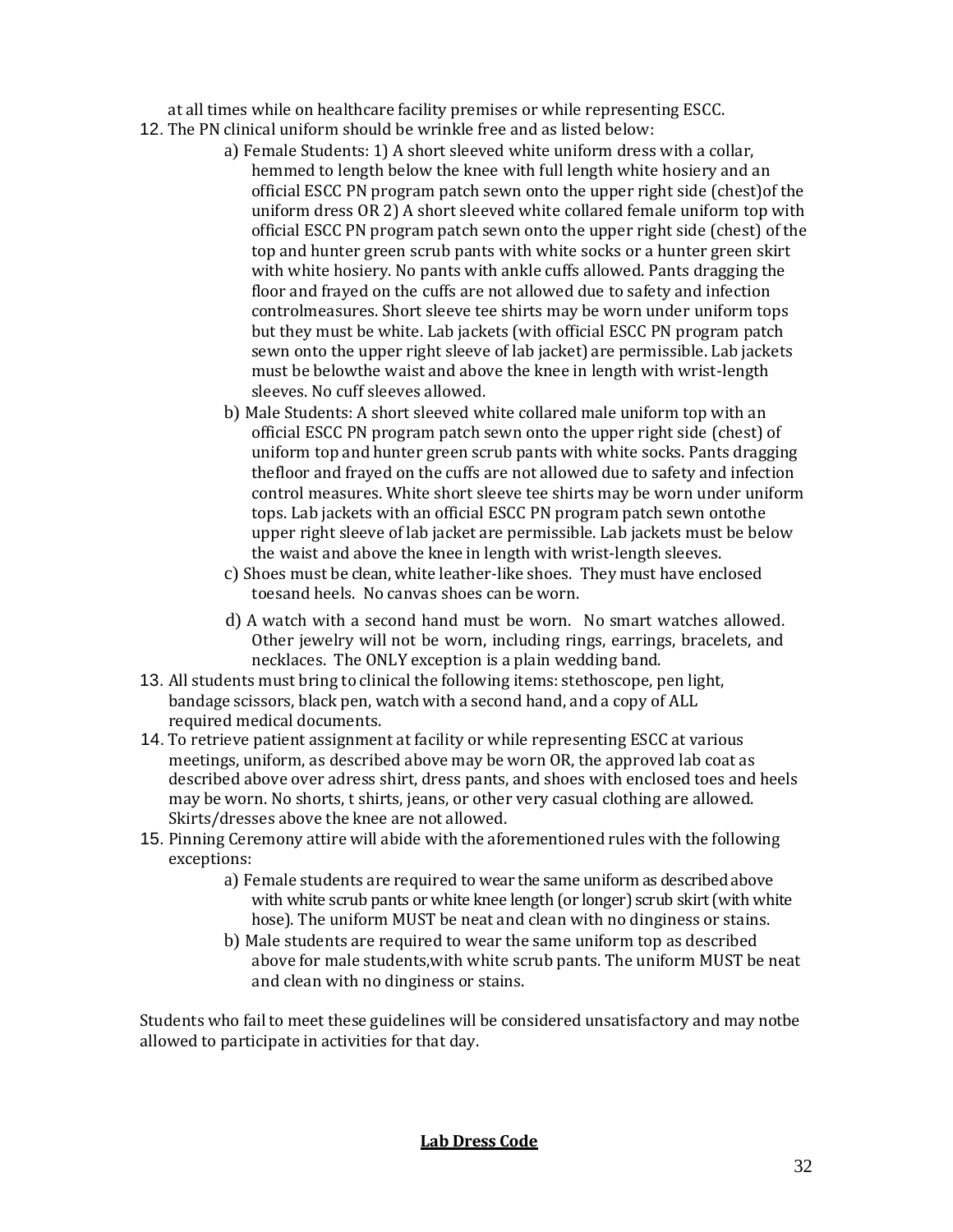at all times while on healthcare facility premises or while representing ESCC.

12. The PN clinical uniform should be wrinkle free and as listed below:
    a) Female Students: 1) A short sleeved white uniform dress with a collar, hemmed to length below the knee with full length white hosiery and an official ESCC PN program patch sewn onto the upper right side (chest)of the uniform dress OR 2) A short sleeved white collared female uniform top with official ESCC PN program patch sewn onto the upper right side (chest) of the top and hunter green scrub pants with white socks or a hunter green skirt with white hosiery. No pants with ankle cuffs allowed. Pants dragging the floor and frayed on the cuffs are not allowed due to safety and infection controlmeasures. Short sleeve tee shirts may be worn under uniform tops but they must be white. Lab jackets (with official ESCC PN program patch sewn onto the upper right sleeve of lab jacket) are permissible. Lab jackets must be belowthe waist and above the knee in length with wrist-length sleeves. No cuff sleeves allowed.
    b) Male Students: A short sleeved white collared male uniform top with an official ESCC PN program patch sewn onto the upper right side (chest) of uniform top and hunter green scrub pants with white socks. Pants dragging thefloor and frayed on the cuffs are not allowed due to safety and infection control measures. White short sleeve tee shirts may be worn under uniform tops. Lab jackets with an official ESCC PN program patch sewn ontothe upper right sleeve of lab jacket are permissible. Lab jackets must be below the waist and above the knee in length with wrist-length sleeves.
    c) Shoes must be clean, white leather-like shoes. They must have enclosed toesand heels. No canvas shoes can be worn.
    d) A watch with a second hand must be worn. No smart watches allowed. Other jewelry will not be worn, including rings, earrings, bracelets, and necklaces. The ONLY exception is a plain wedding band.
13. All students must bring to clinical the following items: stethoscope, pen light, bandage scissors, black pen, watch with a second hand, and a copy of ALL required medical documents.
14. To retrieve patient assignment at facility or while representing ESCC at various meetings, uniform, as described above may be worn OR, the approved lab coat as described above over adress shirt, dress pants, and shoes with enclosed toes and heels may be worn. No shorts, t shirts, jeans, or other very casual clothing are allowed. Skirts/dresses above the knee are not allowed.
15. Pinning Ceremony attire will abide with the aforementioned rules with the following exceptions:
    a) Female students are required to wear the same uniform as described above with white scrub pants or white knee length (or longer) scrub skirt (with white hose). The uniform MUST be neat and clean with no dinginess or stains.
    b) Male students are required to wear the same uniform top as described above for male students,with white scrub pants. The uniform MUST be neat and clean with no dinginess or stains.

Students who fail to meet these guidelines will be considered unsatisfactory and may notbe allowed to participate in activities for that day.

## **Lab Dress Code**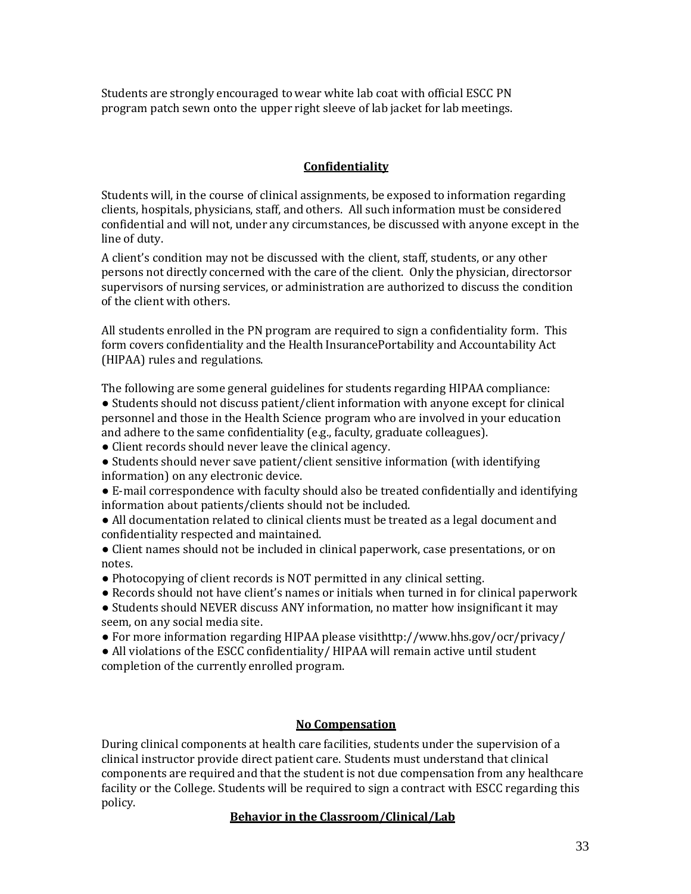Students are strongly encouraged to wear white lab coat with official ESCC PN program patch sewn onto the upper right sleeve of lab jacket for lab meetings.

## Confidentiality

Students will, in the course of clinical assignments, be exposed to information regarding clients, hospitals, physicians, staff, and others. All such information must be considered confidential and will not, under any circumstances, be discussed with anyone except in the line of duty.

A client's condition may not be discussed with the client, staff, students, or any other persons not directly concerned with the care of the client. Only the physician, directorsor supervisors of nursing services, or administration are authorized to discuss the condition of the client with others.

All students enrolled in the PN program are required to sign a confidentiality form. This form covers confidentiality and the Health InsurancePortability and Accountability Act (HIPAA) rules and regulations.

The following are some general guidelines for students regarding HIPAA compliance:

- Students should not discuss patient/client information with anyone except for clinical personnel and those in the Health Science program who are involved in your education and adhere to the same confidentiality (e.g., faculty, graduate colleagues).
- Client records should never leave the clinical agency.
- Students should never save patient/client sensitive information (with identifying information) on any electronic device.
- E-mail correspondence with faculty should also be treated confidentially and identifying information about patients/clients should not be included.
- All documentation related to clinical clients must be treated as a legal document and confidentiality respected and maintained.
- Client names should not be included in clinical paperwork, case presentations, or on notes.
- Photocopying of client records is NOT permitted in any clinical setting.
- Records should not have client's names or initials when turned in for clinical paperwork
- Students should NEVER discuss ANY information, no matter how insignificant it may seem, on any social media site.
- For more information regarding HIPAA please visithttp://www.hhs.gov/ocr/privacy/
- All violations of the ESCC confidentiality/ HIPAA will remain active until student completion of the currently enrolled program.

## No Compensation

During clinical components at health care facilities, students under the supervision of a clinical instructor provide direct patient care. Students must understand that clinical components are required and that the student is not due compensation from any healthcare facility or the College. Students will be required to sign a contract with ESCC regarding this policy.

## Behavior in the Classroom/Clinical/Lab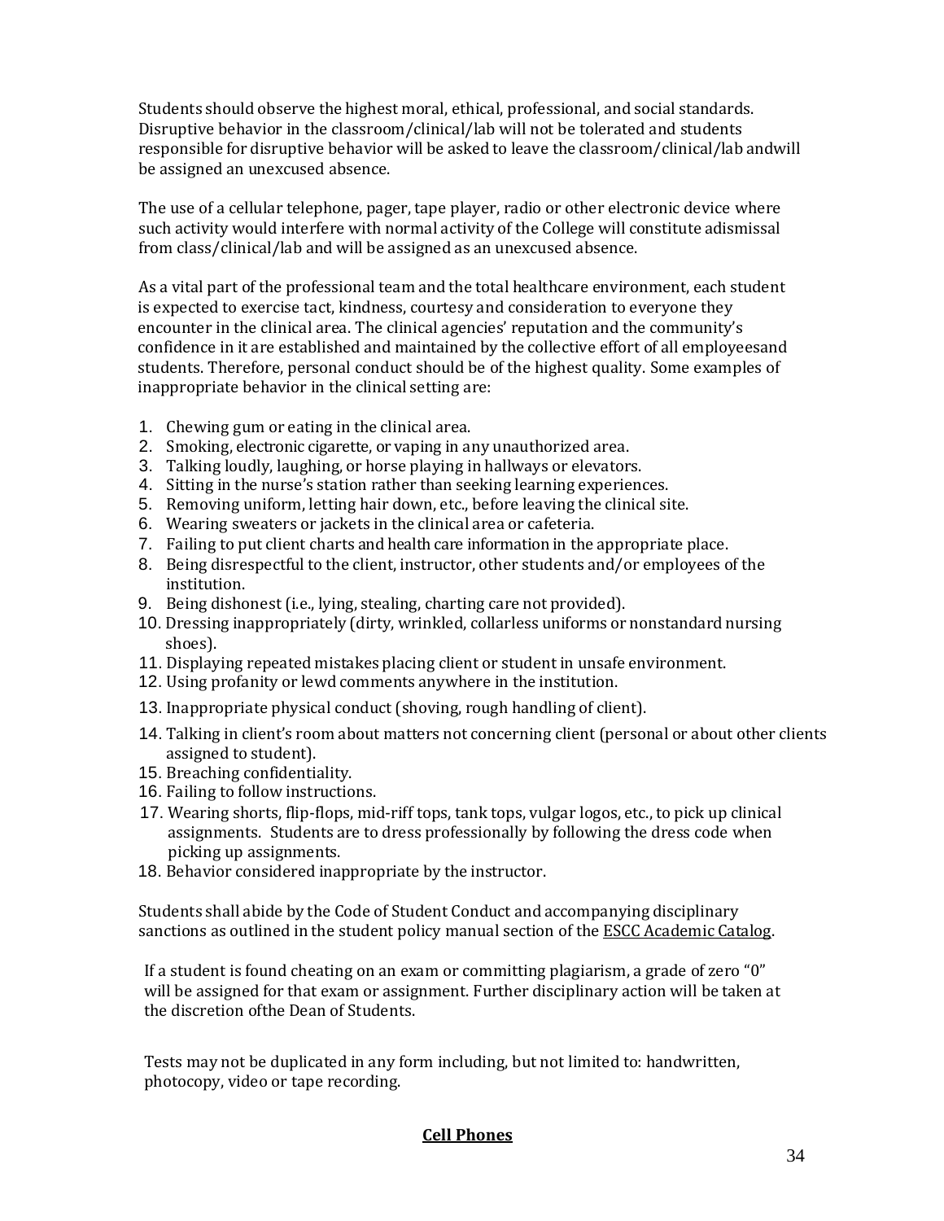Students should observe the highest moral, ethical, professional, and social standards. Disruptive behavior in the classroom/clinical/lab will not be tolerated and students responsible for disruptive behavior will be asked to leave the classroom/clinical/lab andwill be assigned an unexcused absence.

The use of a cellular telephone, pager, tape player, radio or other electronic device where such activity would interfere with normal activity of the College will constitute adismissal from class/clinical/lab and will be assigned as an unexcused absence.

As a vital part of the professional team and the total healthcare environment, each student is expected to exercise tact, kindness, courtesy and consideration to everyone they encounter in the clinical area. The clinical agencies' reputation and the community's confidence in it are established and maintained by the collective effort of all employeesand students. Therefore, personal conduct should be of the highest quality. Some examples of inappropriate behavior in the clinical setting are:

1. Chewing gum or eating in the clinical area.
2. Smoking, electronic cigarette, or vaping in any unauthorized area.
3. Talking loudly, laughing, or horse playing in hallways or elevators.
4. Sitting in the nurse's station rather than seeking learning experiences.
5. Removing uniform, letting hair down, etc., before leaving the clinical site.
6. Wearing sweaters or jackets in the clinical area or cafeteria.
7. Failing to put client charts and health care information in the appropriate place.
8. Being disrespectful to the client, instructor, other students and/or employees of the institution.
9. Being dishonest (i.e., lying, stealing, charting care not provided).
10. Dressing inappropriately (dirty, wrinkled, collarless uniforms or nonstandard nursing shoes).
11. Displaying repeated mistakes placing client or student in unsafe environment.
12. Using profanity or lewd comments anywhere in the institution.
13. Inappropriate physical conduct (shoving, rough handling of client).
14. Talking in client's room about matters not concerning client (personal or about other clients assigned to student).
15. Breaching confidentiality.
16. Failing to follow instructions.
17. Wearing shorts, flip-flops, mid-riff tops, tank tops, vulgar logos, etc., to pick up clinical assignments. Students are to dress professionally by following the dress code when picking up assignments.
18. Behavior considered inappropriate by the instructor.

Students shall abide by the Code of Student Conduct and accompanying disciplinary sanctions as outlined in the student policy manual section of the ESCC Academic Catalog.

If a student is found cheating on an exam or committing plagiarism, a grade of zero "0" will be assigned for that exam or assignment. Further disciplinary action will be taken at the discretion ofthe Dean of Students.

Tests may not be duplicated in any form including, but not limited to: handwritten, photocopy, video or tape recording.

## Cell Phones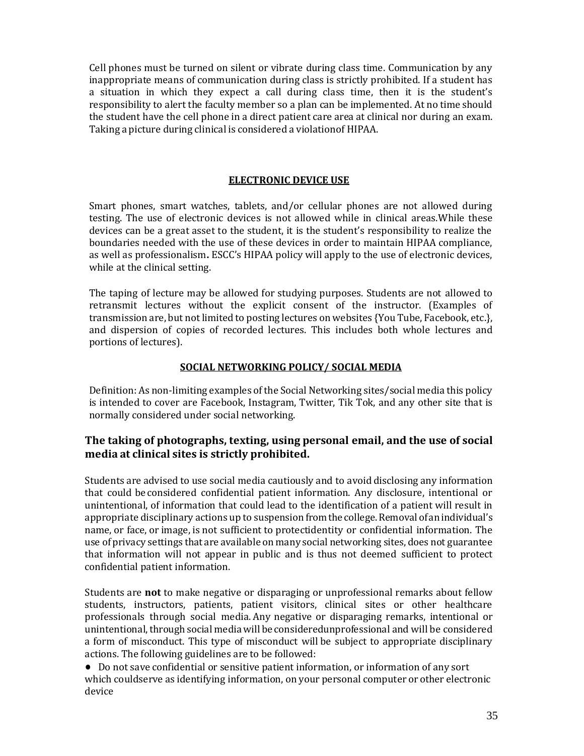Cell phones must be turned on silent or vibrate during class time. Communication by any inappropriate means of communication during class is strictly prohibited. If a student has a situation in which they expect a call during class time, then it is the student's responsibility to alert the faculty member so a plan can be implemented. At no time should the student have the cell phone in a direct patient care area at clinical nor during an exam. Taking a picture during clinical is considered a violationof HIPAA.

## ELECTRONIC DEVICE USE

Smart phones, smart watches, tablets, and/or cellular phones are not allowed during testing. The use of electronic devices is not allowed while in clinical areas.While these devices can be a great asset to the student, it is the student's responsibility to realize the boundaries needed with the use of these devices in order to maintain HIPAA compliance, as well as professionalism**.** ESCC's HIPAA policy will apply to the use of electronic devices, while at the clinical setting.

The taping of lecture may be allowed for studying purposes. Students are not allowed to retransmit lectures without the explicit consent of the instructor. (Examples of transmission are, but not limited to posting lectures on websites {You Tube, Facebook, etc.}, and dispersion of copies of recorded lectures. This includes both whole lectures and portions of lectures).

## SOCIAL NETWORKING POLICY/ SOCIAL MEDIA

Definition: As non-limiting examples of the Social Networking sites/social media this policy is intended to cover are Facebook, Instagram, Twitter, Tik Tok, and any other site that is normally considered under social networking.

**The taking of photographs, texting, using personal email, and the use of social media at clinical sites is strictly prohibited.**

Students are advised to use social media cautiously and to avoid disclosing any information that could be considered confidential patient information. Any disclosure, intentional or unintentional, of information that could lead to the identification of a patient will result in appropriate disciplinary actions up to suspension from the college. Removal ofan individual's name, or face, or image, is not sufficient to protectidentity or confidential information. The use of privacy settings that are available on many social networking sites, does not guarantee that information will not appear in public and is thus not deemed sufficient to protect confidential patient information.

Students are **not** to make negative or disparaging or unprofessional remarks about fellow students, instructors, patients, patient visitors, clinical sites or other healthcare professionals through social media. Any negative or disparaging remarks, intentional or unintentional, through social media will be consideredunprofessional and will be considered a form of misconduct. This type of misconduct will be subject to appropriate disciplinary actions. The following guidelines are to be followed:

- Do not save confidential or sensitive patient information, or information of any sort which couldserve as identifying information, on your personal computer or other electronic device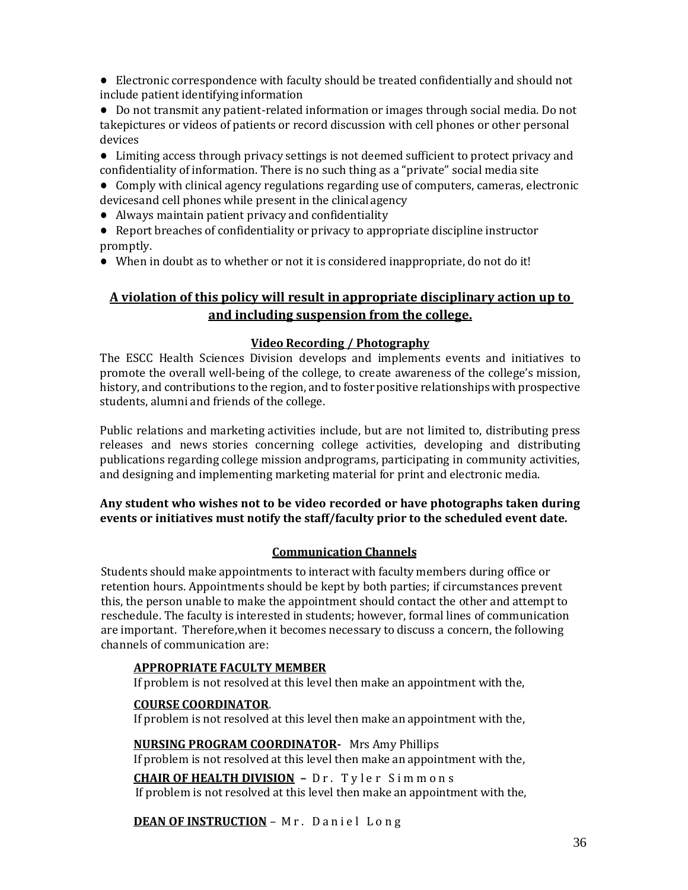- Electronic correspondence with faculty should be treated confidentially and should not include patient identifying information
- Do not transmit any patient-related information or images through social media. Do not takepictures or videos of patients or record discussion with cell phones or other personal devices
- Limiting access through privacy settings is not deemed sufficient to protect privacy and confidentiality of information. There is no such thing as a "private" social media site
- Comply with clinical agency regulations regarding use of computers, cameras, electronic devicesand cell phones while present in the clinical agency
- Always maintain patient privacy and confidentiality
- Report breaches of confidentiality or privacy to appropriate discipline instructor promptly.
- When in doubt as to whether or not it is considered inappropriate, do not do it!

**A violation of this policy will result in appropriate disciplinary action up to and including suspension from the college.**

## Video Recording / Photography

The ESCC Health Sciences Division develops and implements events and initiatives to promote the overall well-being of the college, to create awareness of the college's mission, history, and contributions to the region, and to foster positive relationships with prospective students, alumni and friends of the college.

Public relations and marketing activities include, but are not limited to, distributing press releases and news stories concerning college activities, developing and distributing publications regarding college mission andprograms, participating in community activities, and designing and implementing marketing material for print and electronic media.

**Any student who wishes not to be video recorded or have photographs taken during events or initiatives must notify the staff/faculty prior to the scheduled event date.**

## Communication Channels

Students should make appointments to interact with faculty members during office or retention hours. Appointments should be kept by both parties; if circumstances prevent this, the person unable to make the appointment should contact the other and attempt to reschedule. The faculty is interested in students; however, formal lines of communication are important. Therefore,when it becomes necessary to discuss a concern, the following channels of communication are:

**APPROPRIATE FACULTY MEMBER**
If problem is not resolved at this level then make an appointment with the,

**COURSE COORDINATOR**.
If problem is not resolved at this level then make an appointment with the,

**NURSING PROGRAM COORDINATOR-** Mrs Amy Phillips
If problem is not resolved at this level then make an appointment with the,

**CHAIR OF HEALTH DIVISION** – Dr. Tyler Simmons
If problem is not resolved at this level then make an appointment with the,

**DEAN OF INSTRUCTION** – Mr. Daniel Long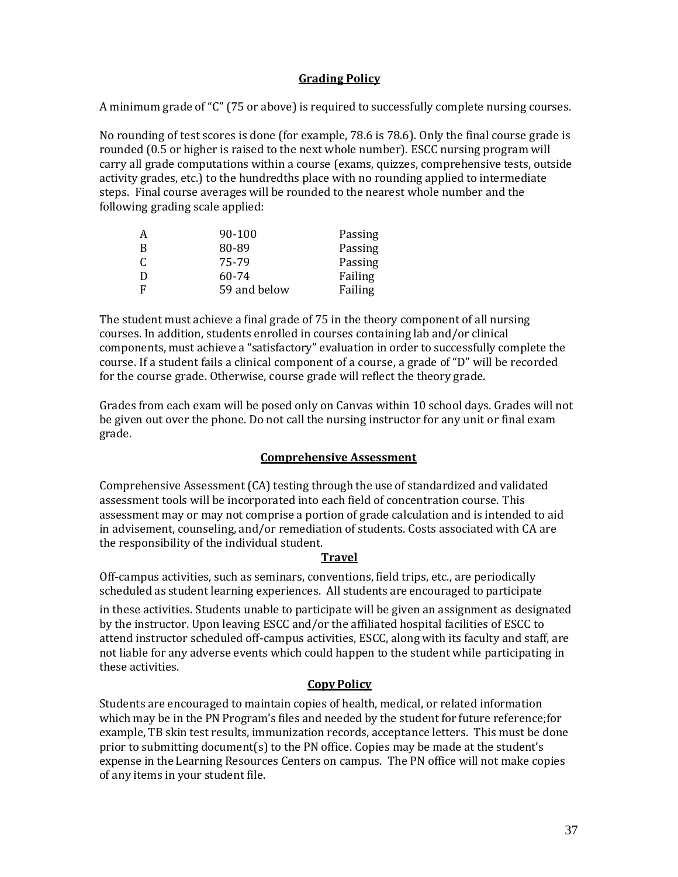## Grading Policy

A minimum grade of "C" (75 or above) is required to successfully complete nursing courses.

No rounding of test scores is done (for example, 78.6 is 78.6). Only the final course grade is rounded (0.5 or higher is raised to the next whole number). ESCC nursing program will carry all grade computations within a course (exams, quizzes, comprehensive tests, outside activity grades, etc.) to the hundredths place with no rounding applied to intermediate steps. Final course averages will be rounded to the nearest whole number and the following grading scale applied:

| | | |
|---|---|---|
| A | 90-100 | Passing |
| B | 80-89 | Passing |
| C | 75-79 | Passing |
| D | 60-74 | Failing |
| F | 59 and below | Failing |

The student must achieve a final grade of 75 in the theory component of all nursing courses. In addition, students enrolled in courses containing lab and/or clinical components, must achieve a "satisfactory" evaluation in order to successfully complete the course. If a student fails a clinical component of a course, a grade of "D" will be recorded for the course grade. Otherwise, course grade will reflect the theory grade.

Grades from each exam will be posed only on Canvas within 10 school days. Grades will not be given out over the phone. Do not call the nursing instructor for any unit or final exam grade.

## Comprehensive Assessment

Comprehensive Assessment (CA) testing through the use of standardized and validated assessment tools will be incorporated into each field of concentration course. This assessment may or may not comprise a portion of grade calculation and is intended to aid in advisement, counseling, and/or remediation of students. Costs associated with CA are the responsibility of the individual student.

## Travel

Off-campus activities, such as seminars, conventions, field trips, etc., are periodically scheduled as student learning experiences. All students are encouraged to participate in these activities. Students unable to participate will be given an assignment as designated by the instructor. Upon leaving ESCC and/or the affiliated hospital facilities of ESCC to attend instructor scheduled off-campus activities, ESCC, along with its faculty and staff, are not liable for any adverse events which could happen to the student while participating in these activities.

## Copy Policy

Students are encouraged to maintain copies of health, medical, or related information which may be in the PN Program's files and needed by the student for future reference;for example, TB skin test results, immunization records, acceptance letters. This must be done prior to submitting document(s) to the PN office. Copies may be made at the student's expense in the Learning Resources Centers on campus. The PN office will not make copies of any items in your student file.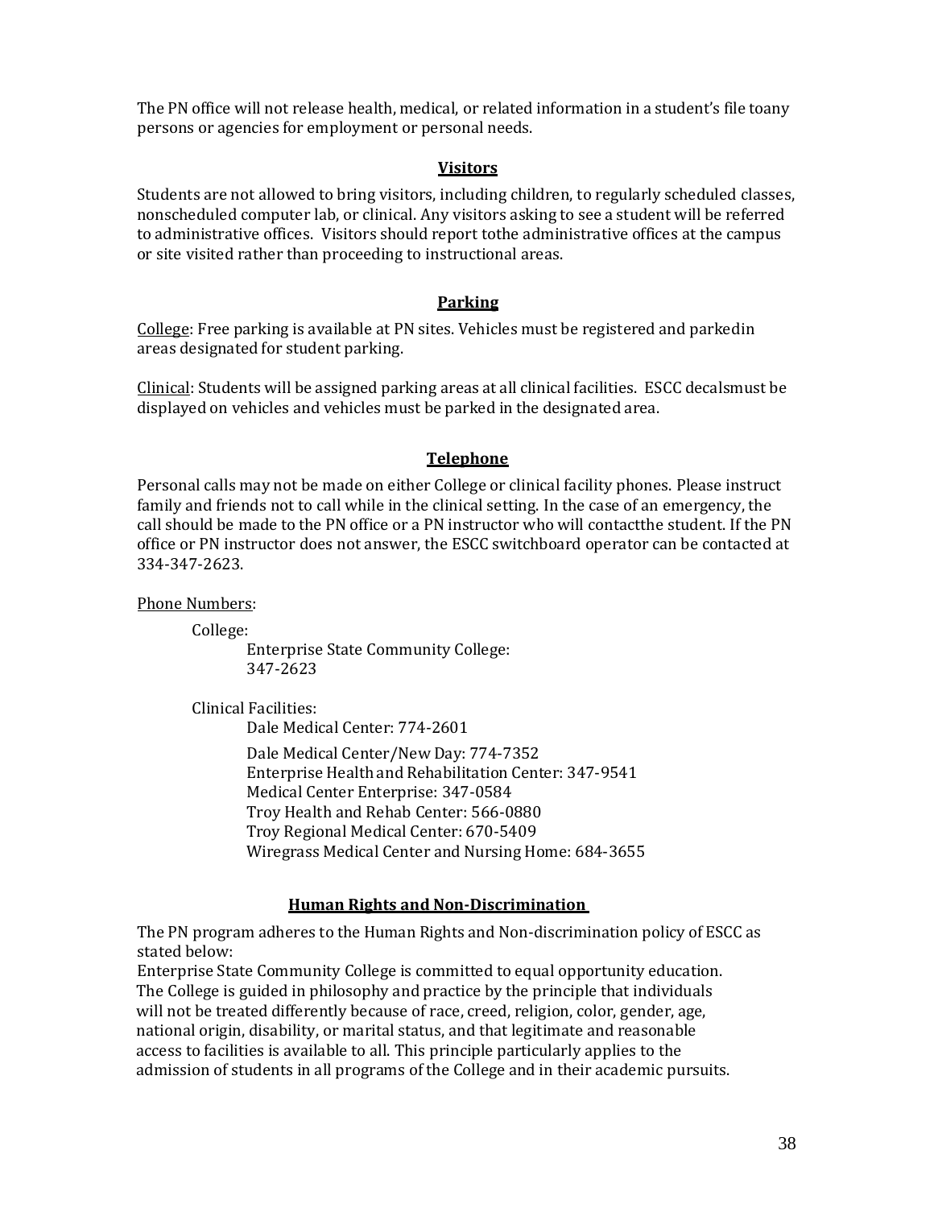The PN office will not release health, medical, or related information in a student's file toany persons or agencies for employment or personal needs.

## **Visitors**

Students are not allowed to bring visitors, including children, to regularly scheduled classes, nonscheduled computer lab, or clinical. Any visitors asking to see a student will be referred to administrative offices. Visitors should report tothe administrative offices at the campus or site visited rather than proceeding to instructional areas.

## **Parking**

College: Free parking is available at PN sites. Vehicles must be registered and parkedin areas designated for student parking.

Clinical: Students will be assigned parking areas at all clinical facilities. ESCC decalsmust be displayed on vehicles and vehicles must be parked in the designated area.

## **Telephone**

Personal calls may not be made on either College or clinical facility phones. Please instruct family and friends not to call while in the clinical setting. In the case of an emergency, the call should be made to the PN office or a PN instructor who will contactthe student. If the PN office or PN instructor does not answer, the ESCC switchboard operator can be contacted at 334-347-2623.

Phone Numbers:

College:

Enterprise State Community College:
347-2623

Clinical Facilities:

Dale Medical Center: 774-2601

Dale Medical Center/New Day: 774-7352
Enterprise Health and Rehabilitation Center: 347-9541
Medical Center Enterprise: 347-0584
Troy Health and Rehab Center: 566-0880
Troy Regional Medical Center: 670-5409
Wiregrass Medical Center and Nursing Home: 684-3655

## **Human Rights and Non-Discrimination**

The PN program adheres to the Human Rights and Non-discrimination policy of ESCC as stated below:
Enterprise State Community College is committed to equal opportunity education. The College is guided in philosophy and practice by the principle that individuals will not be treated differently because of race, creed, religion, color, gender, age, national origin, disability, or marital status, and that legitimate and reasonable access to facilities is available to all. This principle particularly applies to the admission of students in all programs of the College and in their academic pursuits.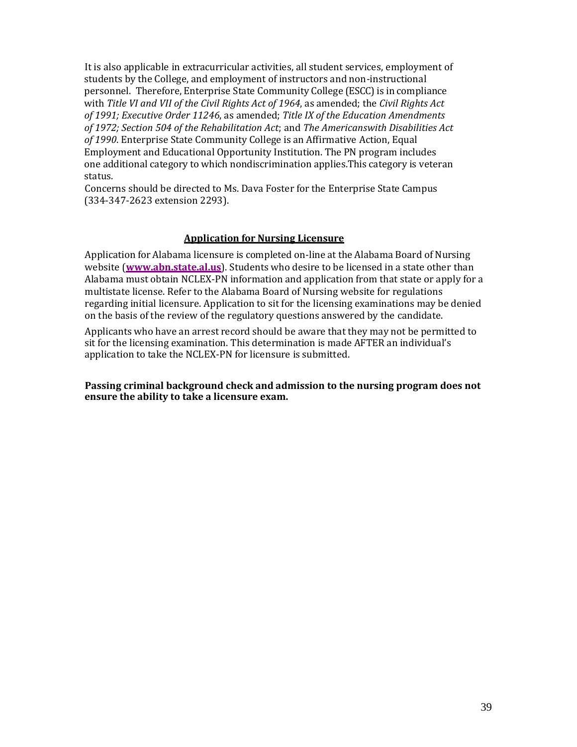It is also applicable in extracurricular activities, all student services, employment of students by the College, and employment of instructors and non-instructional personnel. Therefore, Enterprise State Community College (ESCC) is in compliance with *Title VI and VII of the Civil Rights Act of 1964*, as amended; the *Civil Rights Act of 1991; Executive Order 11246*, as amended; *Title IX of the Education Amendments of 1972; Section 504 of the Rehabilitation Act*; and *The Americanswith Disabilities Act of 1990*. Enterprise State Community College is an Affirmative Action, Equal Employment and Educational Opportunity Institution. The PN program includes one additional category to which nondiscrimination applies.This category is veteran status.

Concerns should be directed to Ms. Dava Foster for the Enterprise State Campus (334-347-2623 extension 2293).

## Application for Nursing Licensure

Application for Alabama licensure is completed on-line at the Alabama Board of Nursing website (**www.abn.state.al.us**). Students who desire to be licensed in a state other than Alabama must obtain NCLEX-PN information and application from that state or apply for a multistate license. Refer to the Alabama Board of Nursing website for regulations regarding initial licensure. Application to sit for the licensing examinations may be denied on the basis of the review of the regulatory questions answered by the candidate.

Applicants who have an arrest record should be aware that they may not be permitted to sit for the licensing examination. This determination is made AFTER an individual's application to take the NCLEX-PN for licensure is submitted.

**Passing criminal background check and admission to the nursing program does not ensure the ability to take a licensure exam.**